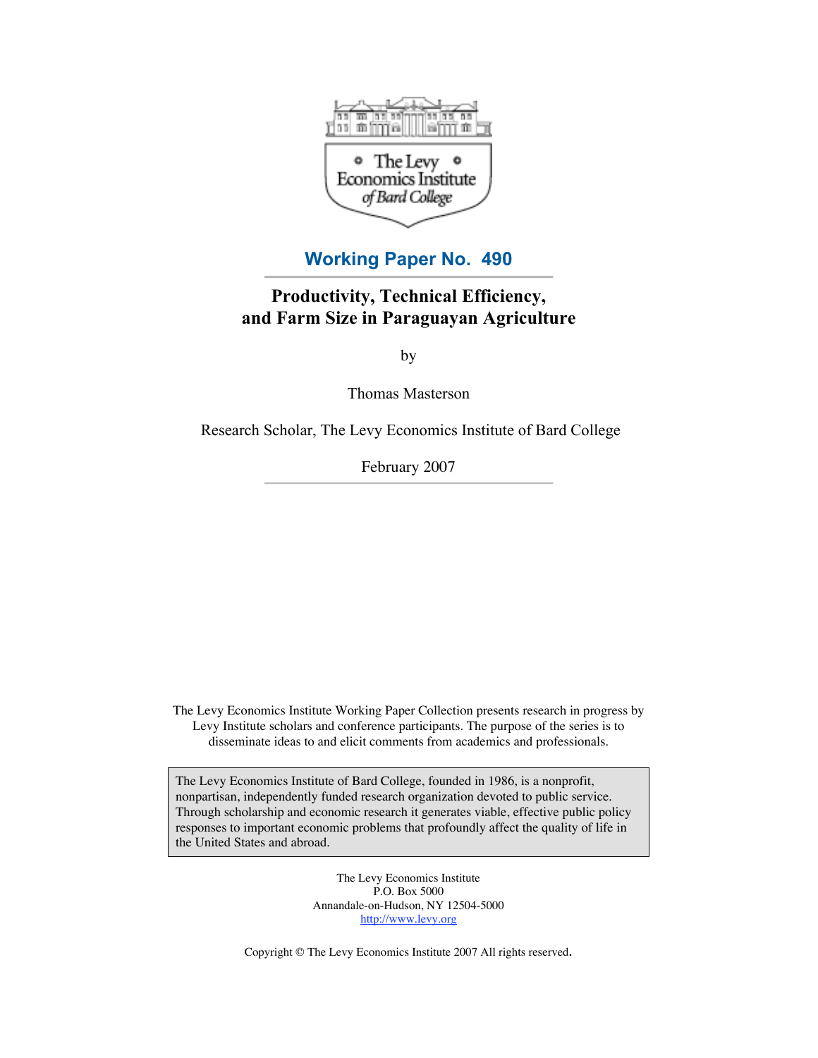The Levy Economics Institute of Bard College

## Working Paper No. 490

# Productivity, Technical Efficiency, and Farm Size in Paraguayan Agriculture

by

Thomas Masterson

Research Scholar, The Levy Economics Institute of Bard College

February 2007

The Levy Economics Institute Working Paper Collection presents research in progress by Levy Institute scholars and conference participants. The purpose of the series is to disseminate ideas to and elicit comments from academics and professionals.

The Levy Economics Institute of Bard College, founded in 1986, is a nonprofit, nonpartisan, independently funded research organization devoted to public service. Through scholarship and economic research it generates viable, effective public policy responses to important economic problems that profoundly affect the quality of life in the United States and abroad.

The Levy Economics Institute
P.O. Box 5000
Annandale-on-Hudson, NY 12504-5000
http://www.levy.org

Copyright © The Levy Economics Institute 2007 All rights reserved.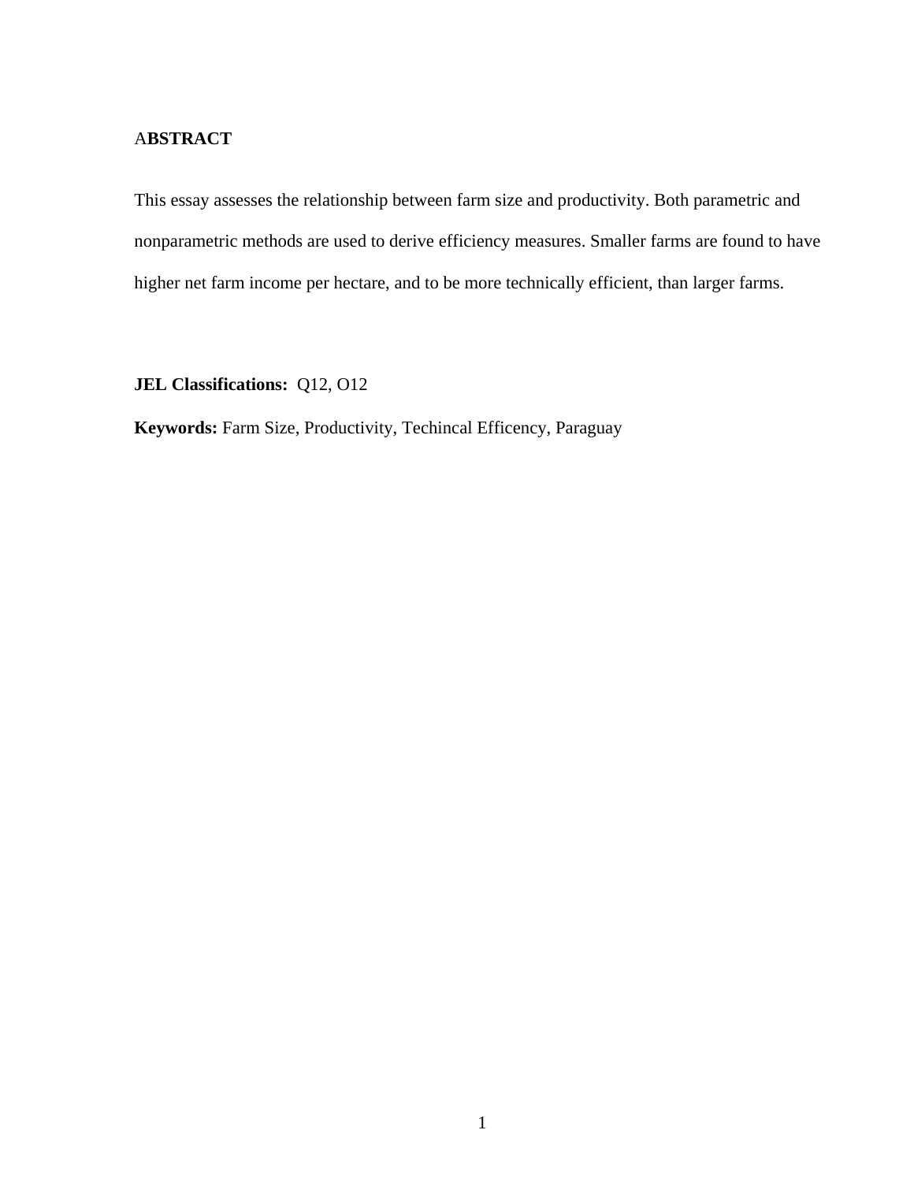## ABSTRACT

This essay assesses the relationship between farm size and productivity. Both parametric and nonparametric methods are used to derive efficiency measures. Smaller farms are found to have higher net farm income per hectare, and to be more technically efficient, than larger farms.

**JEL Classifications:** Q12, O12

**Keywords:** Farm Size, Productivity, Techincal Efficency, Paraguay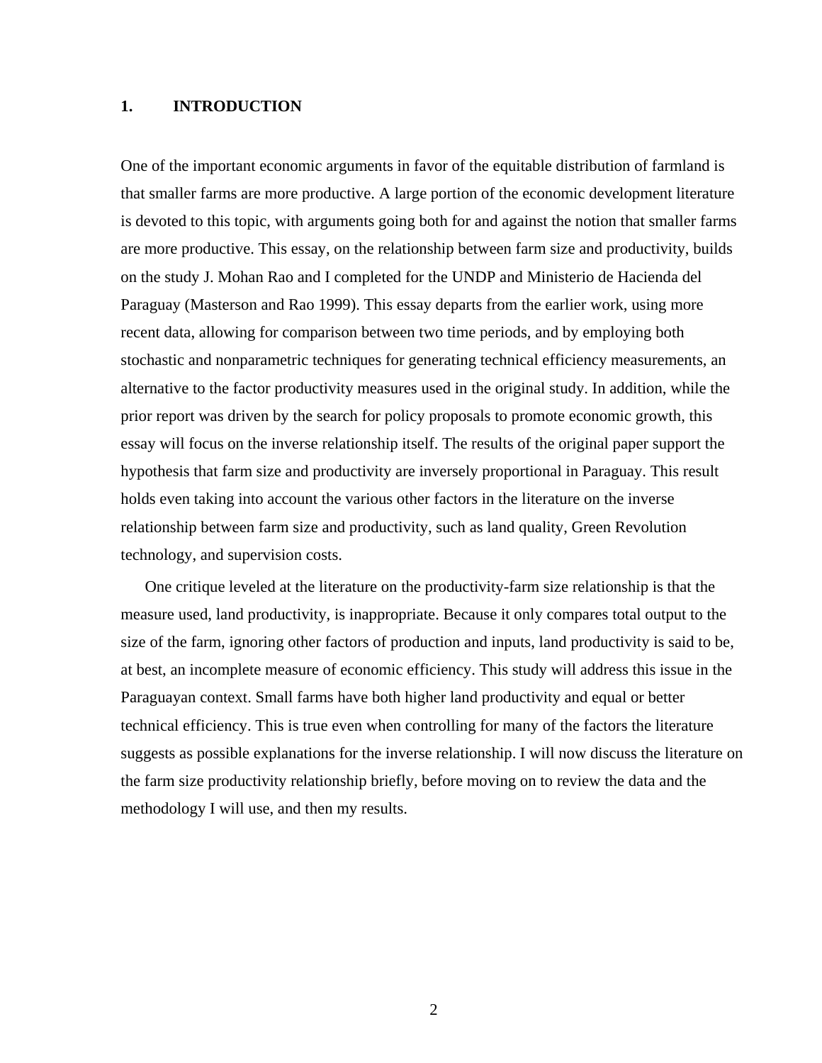# 1. INTRODUCTION

One of the important economic arguments in favor of the equitable distribution of farmland is that smaller farms are more productive. A large portion of the economic development literature is devoted to this topic, with arguments going both for and against the notion that smaller farms are more productive. This essay, on the relationship between farm size and productivity, builds on the study J. Mohan Rao and I completed for the UNDP and Ministerio de Hacienda del Paraguay (Masterson and Rao 1999). This essay departs from the earlier work, using more recent data, allowing for comparison between two time periods, and by employing both stochastic and nonparametric techniques for generating technical efficiency measurements, an alternative to the factor productivity measures used in the original study. In addition, while the prior report was driven by the search for policy proposals to promote economic growth, this essay will focus on the inverse relationship itself. The results of the original paper support the hypothesis that farm size and productivity are inversely proportional in Paraguay. This result holds even taking into account the various other factors in the literature on the inverse relationship between farm size and productivity, such as land quality, Green Revolution technology, and supervision costs.

One critique leveled at the literature on the productivity-farm size relationship is that the measure used, land productivity, is inappropriate. Because it only compares total output to the size of the farm, ignoring other factors of production and inputs, land productivity is said to be, at best, an incomplete measure of economic efficiency. This study will address this issue in the Paraguayan context. Small farms have both higher land productivity and equal or better technical efficiency. This is true even when controlling for many of the factors the literature suggests as possible explanations for the inverse relationship. I will now discuss the literature on the farm size productivity relationship briefly, before moving on to review the data and the methodology I will use, and then my results.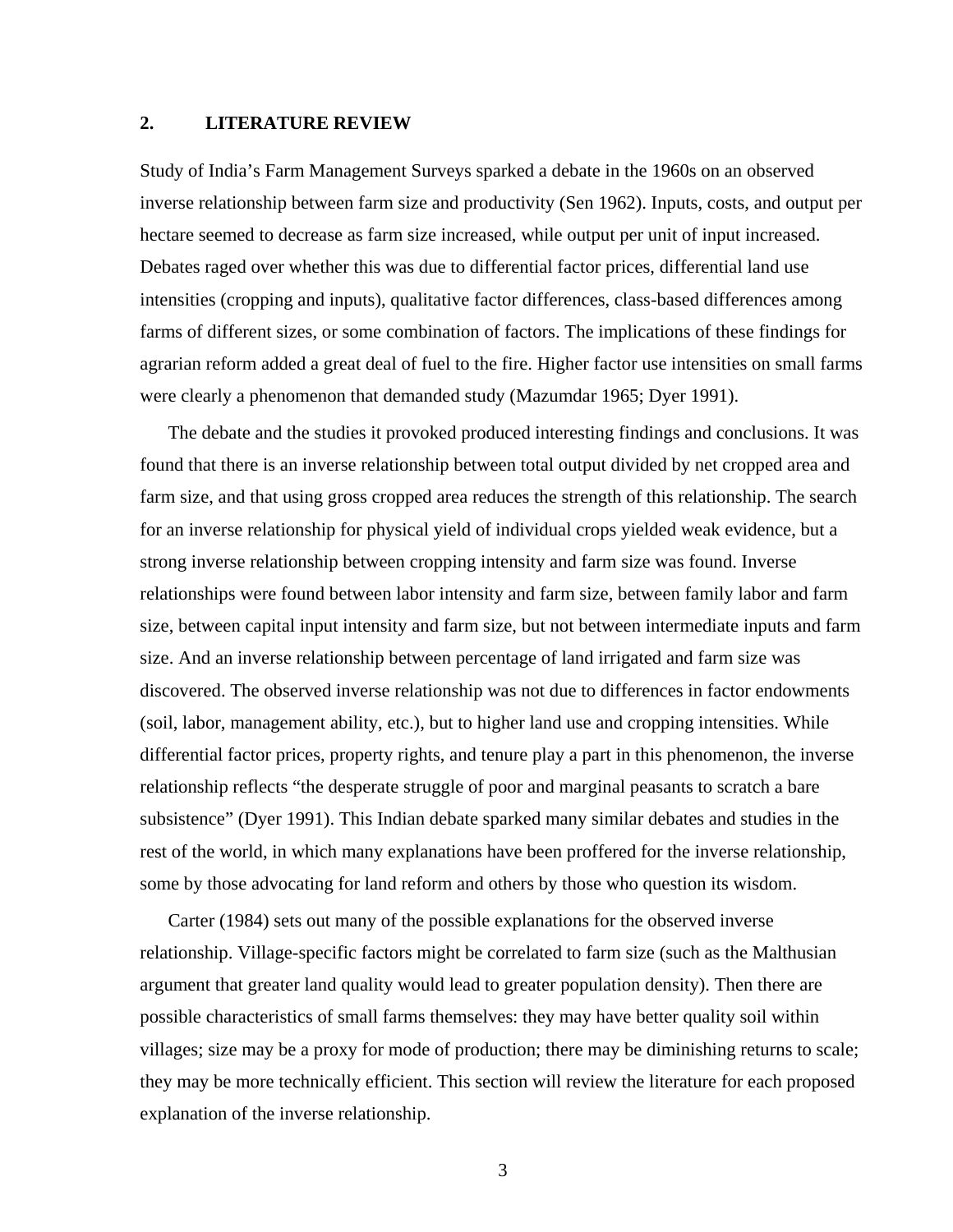## 2. LITERATURE REVIEW

Study of India's Farm Management Surveys sparked a debate in the 1960s on an observed inverse relationship between farm size and productivity (Sen 1962). Inputs, costs, and output per hectare seemed to decrease as farm size increased, while output per unit of input increased. Debates raged over whether this was due to differential factor prices, differential land use intensities (cropping and inputs), qualitative factor differences, class-based differences among farms of different sizes, or some combination of factors. The implications of these findings for agrarian reform added a great deal of fuel to the fire. Higher factor use intensities on small farms were clearly a phenomenon that demanded study (Mazumdar 1965; Dyer 1991).

The debate and the studies it provoked produced interesting findings and conclusions. It was found that there is an inverse relationship between total output divided by net cropped area and farm size, and that using gross cropped area reduces the strength of this relationship. The search for an inverse relationship for physical yield of individual crops yielded weak evidence, but a strong inverse relationship between cropping intensity and farm size was found. Inverse relationships were found between labor intensity and farm size, between family labor and farm size, between capital input intensity and farm size, but not between intermediate inputs and farm size. And an inverse relationship between percentage of land irrigated and farm size was discovered. The observed inverse relationship was not due to differences in factor endowments (soil, labor, management ability, etc.), but to higher land use and cropping intensities. While differential factor prices, property rights, and tenure play a part in this phenomenon, the inverse relationship reflects "the desperate struggle of poor and marginal peasants to scratch a bare subsistence" (Dyer 1991). This Indian debate sparked many similar debates and studies in the rest of the world, in which many explanations have been proffered for the inverse relationship, some by those advocating for land reform and others by those who question its wisdom.

Carter (1984) sets out many of the possible explanations for the observed inverse relationship. Village-specific factors might be correlated to farm size (such as the Malthusian argument that greater land quality would lead to greater population density). Then there are possible characteristics of small farms themselves: they may have better quality soil within villages; size may be a proxy for mode of production; there may be diminishing returns to scale; they may be more technically efficient. This section will review the literature for each proposed explanation of the inverse relationship.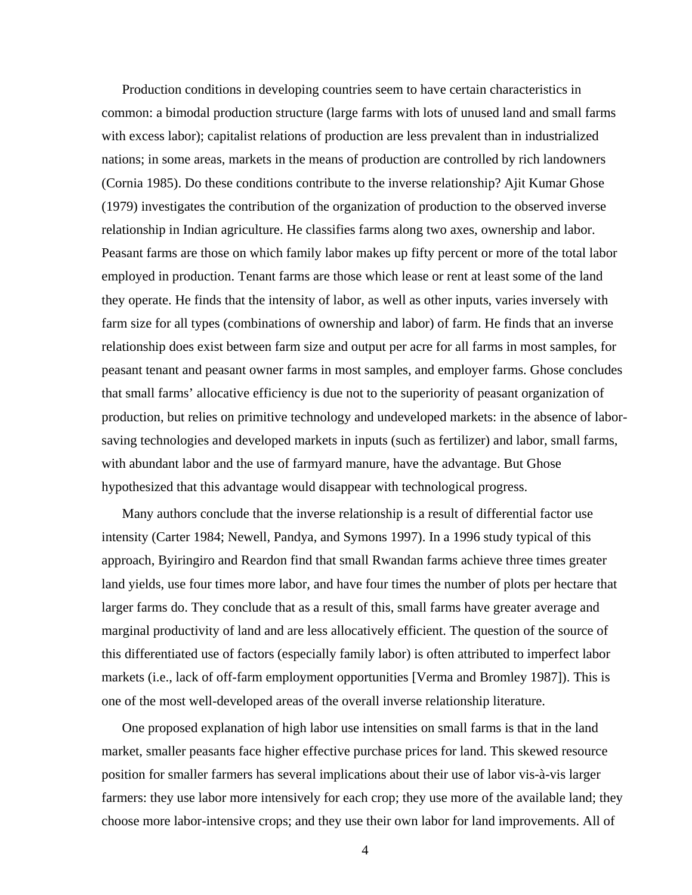Production conditions in developing countries seem to have certain characteristics in common: a bimodal production structure (large farms with lots of unused land and small farms with excess labor); capitalist relations of production are less prevalent than in industrialized nations; in some areas, markets in the means of production are controlled by rich landowners (Cornia 1985). Do these conditions contribute to the inverse relationship? Ajit Kumar Ghose (1979) investigates the contribution of the organization of production to the observed inverse relationship in Indian agriculture. He classifies farms along two axes, ownership and labor. Peasant farms are those on which family labor makes up fifty percent or more of the total labor employed in production. Tenant farms are those which lease or rent at least some of the land they operate. He finds that the intensity of labor, as well as other inputs, varies inversely with farm size for all types (combinations of ownership and labor) of farm. He finds that an inverse relationship does exist between farm size and output per acre for all farms in most samples, for peasant tenant and peasant owner farms in most samples, and employer farms. Ghose concludes that small farms' allocative efficiency is due not to the superiority of peasant organization of production, but relies on primitive technology and undeveloped markets: in the absence of labor-saving technologies and developed markets in inputs (such as fertilizer) and labor, small farms, with abundant labor and the use of farmyard manure, have the advantage. But Ghose hypothesized that this advantage would disappear with technological progress.

Many authors conclude that the inverse relationship is a result of differential factor use intensity (Carter 1984; Newell, Pandya, and Symons 1997). In a 1996 study typical of this approach, Byiringiro and Reardon find that small Rwandan farms achieve three times greater land yields, use four times more labor, and have four times the number of plots per hectare that larger farms do. They conclude that as a result of this, small farms have greater average and marginal productivity of land and are less allocatively efficient. The question of the source of this differentiated use of factors (especially family labor) is often attributed to imperfect labor markets (i.e., lack of off-farm employment opportunities [Verma and Bromley 1987]). This is one of the most well-developed areas of the overall inverse relationship literature.

One proposed explanation of high labor use intensities on small farms is that in the land market, smaller peasants face higher effective purchase prices for land. This skewed resource position for smaller farmers has several implications about their use of labor vis-à-vis larger farmers: they use labor more intensively for each crop; they use more of the available land; they choose more labor-intensive crops; and they use their own labor for land improvements. All of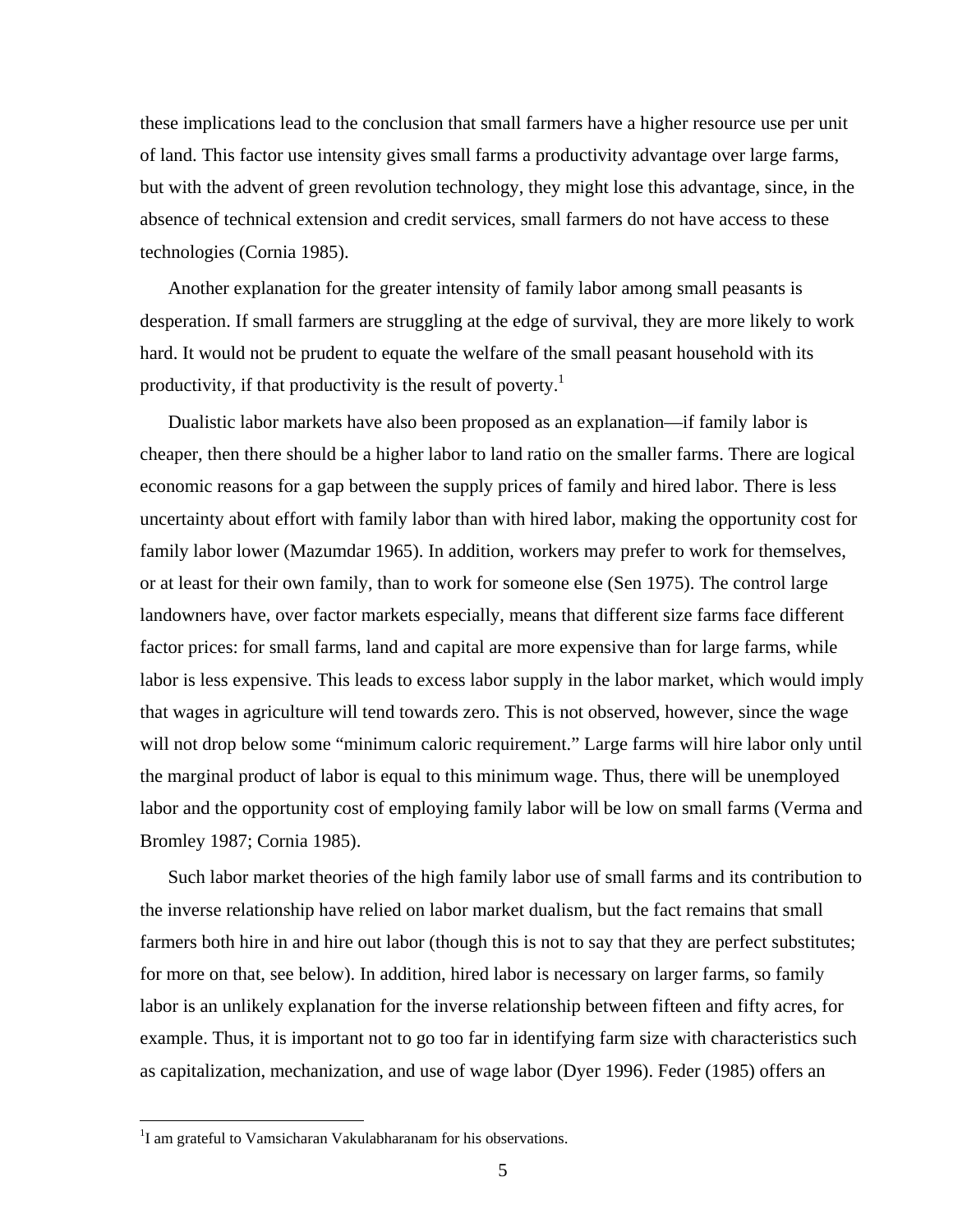these implications lead to the conclusion that small farmers have a higher resource use per unit of land. This factor use intensity gives small farms a productivity advantage over large farms, but with the advent of green revolution technology, they might lose this advantage, since, in the absence of technical extension and credit services, small farmers do not have access to these technologies (Cornia 1985).

Another explanation for the greater intensity of family labor among small peasants is desperation. If small farmers are struggling at the edge of survival, they are more likely to work hard. It would not be prudent to equate the welfare of the small peasant household with its productivity, if that productivity is the result of poverty.[1]

Dualistic labor markets have also been proposed as an explanation—if family labor is cheaper, then there should be a higher labor to land ratio on the smaller farms. There are logical economic reasons for a gap between the supply prices of family and hired labor. There is less uncertainty about effort with family labor than with hired labor, making the opportunity cost for family labor lower (Mazumdar 1965). In addition, workers may prefer to work for themselves, or at least for their own family, than to work for someone else (Sen 1975). The control large landowners have, over factor markets especially, means that different size farms face different factor prices: for small farms, land and capital are more expensive than for large farms, while labor is less expensive. This leads to excess labor supply in the labor market, which would imply that wages in agriculture will tend towards zero. This is not observed, however, since the wage will not drop below some "minimum caloric requirement." Large farms will hire labor only until the marginal product of labor is equal to this minimum wage. Thus, there will be unemployed labor and the opportunity cost of employing family labor will be low on small farms (Verma and Bromley 1987; Cornia 1985).

Such labor market theories of the high family labor use of small farms and its contribution to the inverse relationship have relied on labor market dualism, but the fact remains that small farmers both hire in and hire out labor (though this is not to say that they are perfect substitutes; for more on that, see below). In addition, hired labor is necessary on larger farms, so family labor is an unlikely explanation for the inverse relationship between fifteen and fifty acres, for example. Thus, it is important not to go too far in identifying farm size with characteristics such as capitalization, mechanization, and use of wage labor (Dyer 1996). Feder (1985) offers an

[1] I am grateful to Vamsicharan Vakulabharanam for his observations.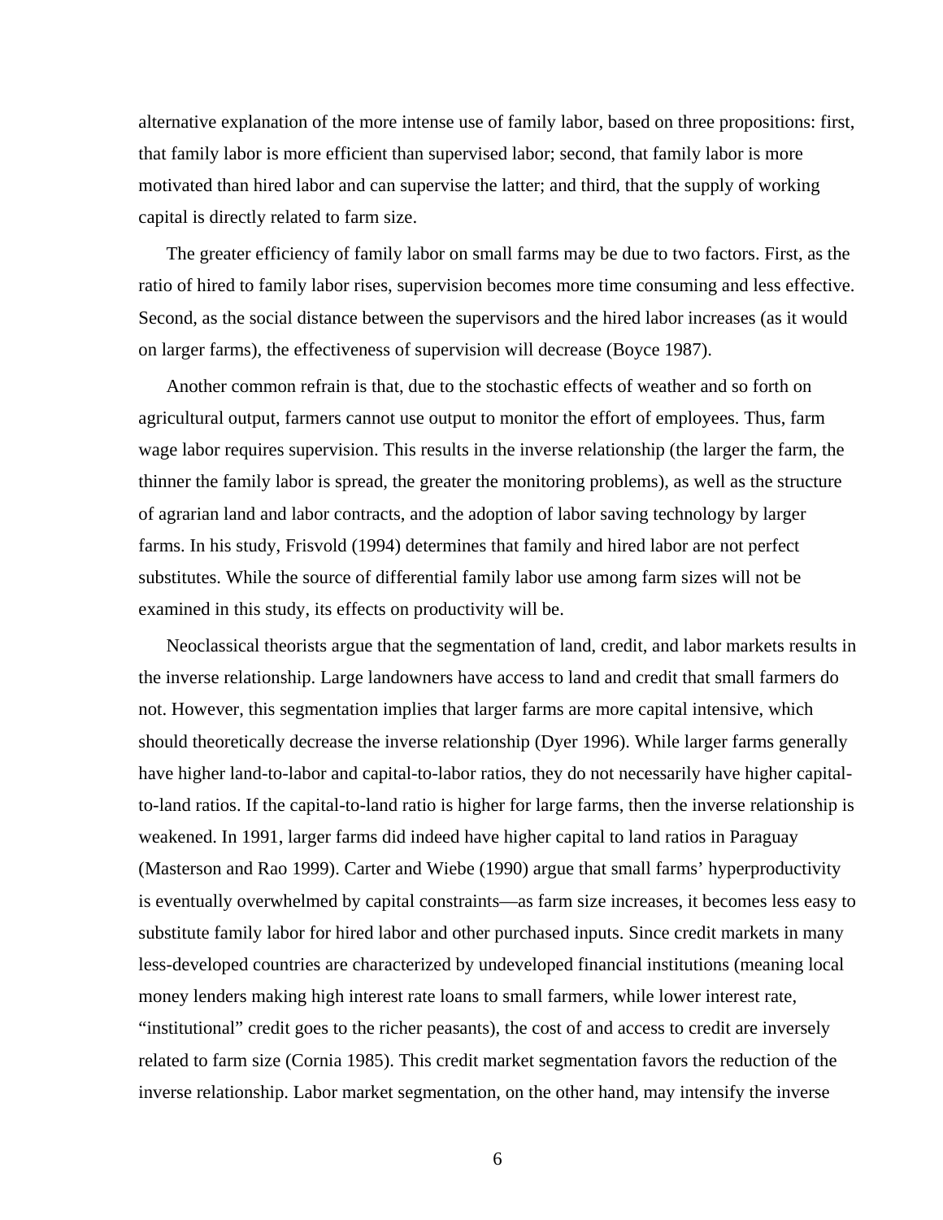alternative explanation of the more intense use of family labor, based on three propositions: first, that family labor is more efficient than supervised labor; second, that family labor is more motivated than hired labor and can supervise the latter; and third, that the supply of working capital is directly related to farm size.

The greater efficiency of family labor on small farms may be due to two factors. First, as the ratio of hired to family labor rises, supervision becomes more time consuming and less effective. Second, as the social distance between the supervisors and the hired labor increases (as it would on larger farms), the effectiveness of supervision will decrease (Boyce 1987).

Another common refrain is that, due to the stochastic effects of weather and so forth on agricultural output, farmers cannot use output to monitor the effort of employees. Thus, farm wage labor requires supervision. This results in the inverse relationship (the larger the farm, the thinner the family labor is spread, the greater the monitoring problems), as well as the structure of agrarian land and labor contracts, and the adoption of labor saving technology by larger farms. In his study, Frisvold (1994) determines that family and hired labor are not perfect substitutes. While the source of differential family labor use among farm sizes will not be examined in this study, its effects on productivity will be.

Neoclassical theorists argue that the segmentation of land, credit, and labor markets results in the inverse relationship. Large landowners have access to land and credit that small farmers do not. However, this segmentation implies that larger farms are more capital intensive, which should theoretically decrease the inverse relationship (Dyer 1996). While larger farms generally have higher land-to-labor and capital-to-labor ratios, they do not necessarily have higher capital-to-land ratios. If the capital-to-land ratio is higher for large farms, then the inverse relationship is weakened. In 1991, larger farms did indeed have higher capital to land ratios in Paraguay (Masterson and Rao 1999). Carter and Wiebe (1990) argue that small farms' hyperproductivity is eventually overwhelmed by capital constraints—as farm size increases, it becomes less easy to substitute family labor for hired labor and other purchased inputs. Since credit markets in many less-developed countries are characterized by undeveloped financial institutions (meaning local money lenders making high interest rate loans to small farmers, while lower interest rate, "institutional" credit goes to the richer peasants), the cost of and access to credit are inversely related to farm size (Cornia 1985). This credit market segmentation favors the reduction of the inverse relationship. Labor market segmentation, on the other hand, may intensify the inverse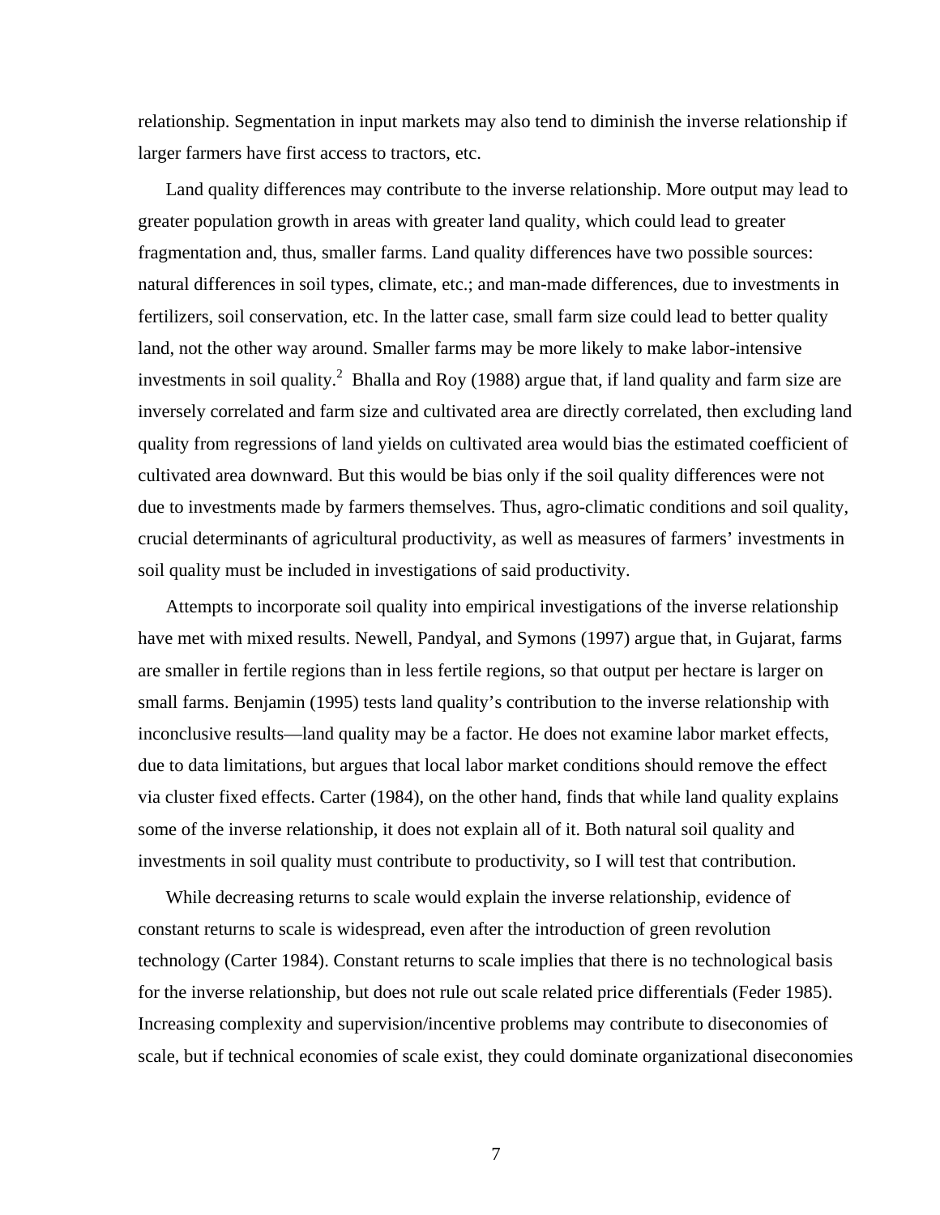relationship. Segmentation in input markets may also tend to diminish the inverse relationship if larger farmers have first access to tractors, etc.

Land quality differences may contribute to the inverse relationship. More output may lead to greater population growth in areas with greater land quality, which could lead to greater fragmentation and, thus, smaller farms. Land quality differences have two possible sources: natural differences in soil types, climate, etc.; and man-made differences, due to investments in fertilizers, soil conservation, etc. In the latter case, small farm size could lead to better quality land, not the other way around. Smaller farms may be more likely to make labor-intensive investments in soil quality.[2] Bhalla and Roy (1988) argue that, if land quality and farm size are inversely correlated and farm size and cultivated area are directly correlated, then excluding land quality from regressions of land yields on cultivated area would bias the estimated coefficient of cultivated area downward. But this would be bias only if the soil quality differences were not due to investments made by farmers themselves. Thus, agro-climatic conditions and soil quality, crucial determinants of agricultural productivity, as well as measures of farmers' investments in soil quality must be included in investigations of said productivity.

Attempts to incorporate soil quality into empirical investigations of the inverse relationship have met with mixed results. Newell, Pandyal, and Symons (1997) argue that, in Gujarat, farms are smaller in fertile regions than in less fertile regions, so that output per hectare is larger on small farms. Benjamin (1995) tests land quality's contribution to the inverse relationship with inconclusive results—land quality may be a factor. He does not examine labor market effects, due to data limitations, but argues that local labor market conditions should remove the effect via cluster fixed effects. Carter (1984), on the other hand, finds that while land quality explains some of the inverse relationship, it does not explain all of it. Both natural soil quality and investments in soil quality must contribute to productivity, so I will test that contribution.

While decreasing returns to scale would explain the inverse relationship, evidence of constant returns to scale is widespread, even after the introduction of green revolution technology (Carter 1984). Constant returns to scale implies that there is no technological basis for the inverse relationship, but does not rule out scale related price differentials (Feder 1985). Increasing complexity and supervision/incentive problems may contribute to diseconomies of scale, but if technical economies of scale exist, they could dominate organizational diseconomies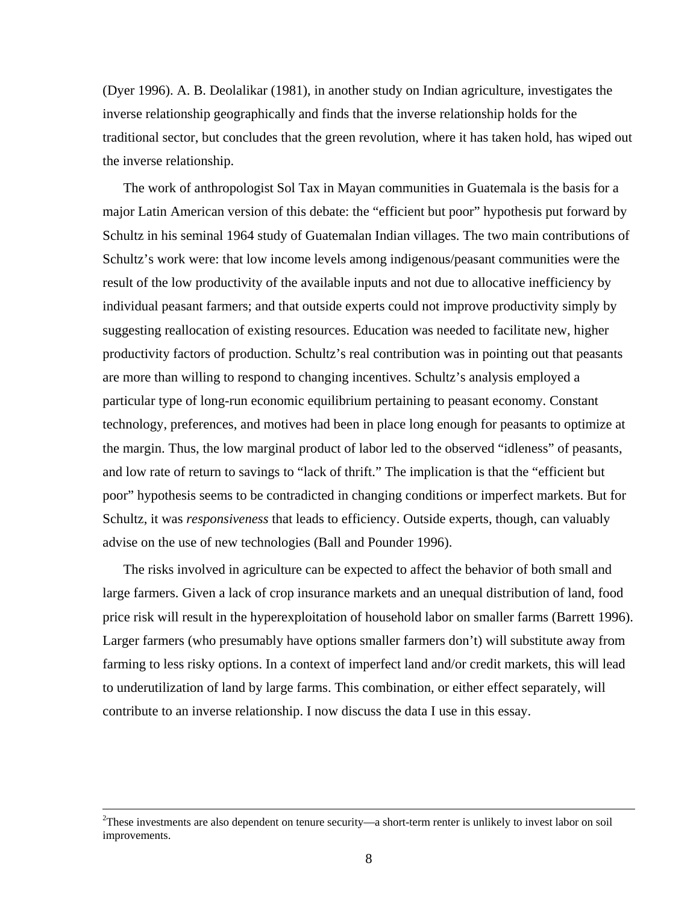(Dyer 1996). A. B. Deolalikar (1981), in another study on Indian agriculture, investigates the inverse relationship geographically and finds that the inverse relationship holds for the traditional sector, but concludes that the green revolution, where it has taken hold, has wiped out the inverse relationship.

The work of anthropologist Sol Tax in Mayan communities in Guatemala is the basis for a major Latin American version of this debate: the "efficient but poor" hypothesis put forward by Schultz in his seminal 1964 study of Guatemalan Indian villages. The two main contributions of Schultz's work were: that low income levels among indigenous/peasant communities were the result of the low productivity of the available inputs and not due to allocative inefficiency by individual peasant farmers; and that outside experts could not improve productivity simply by suggesting reallocation of existing resources. Education was needed to facilitate new, higher productivity factors of production. Schultz's real contribution was in pointing out that peasants are more than willing to respond to changing incentives. Schultz's analysis employed a particular type of long-run economic equilibrium pertaining to peasant economy. Constant technology, preferences, and motives had been in place long enough for peasants to optimize at the margin. Thus, the low marginal product of labor led to the observed "idleness" of peasants, and low rate of return to savings to "lack of thrift." The implication is that the "efficient but poor" hypothesis seems to be contradicted in changing conditions or imperfect markets. But for Schultz, it was *responsiveness* that leads to efficiency. Outside experts, though, can valuably advise on the use of new technologies (Ball and Pounder 1996).

The risks involved in agriculture can be expected to affect the behavior of both small and large farmers. Given a lack of crop insurance markets and an unequal distribution of land, food price risk will result in the hyperexploitation of household labor on smaller farms (Barrett 1996). Larger farmers (who presumably have options smaller farmers don't) will substitute away from farming to less risky options. In a context of imperfect land and/or credit markets, this will lead to underutilization of land by large farms. This combination, or either effect separately, will contribute to an inverse relationship. I now discuss the data I use in this essay.

---

[2]These investments are also dependent on tenure security—a short-term renter is unlikely to invest labor on soil improvements.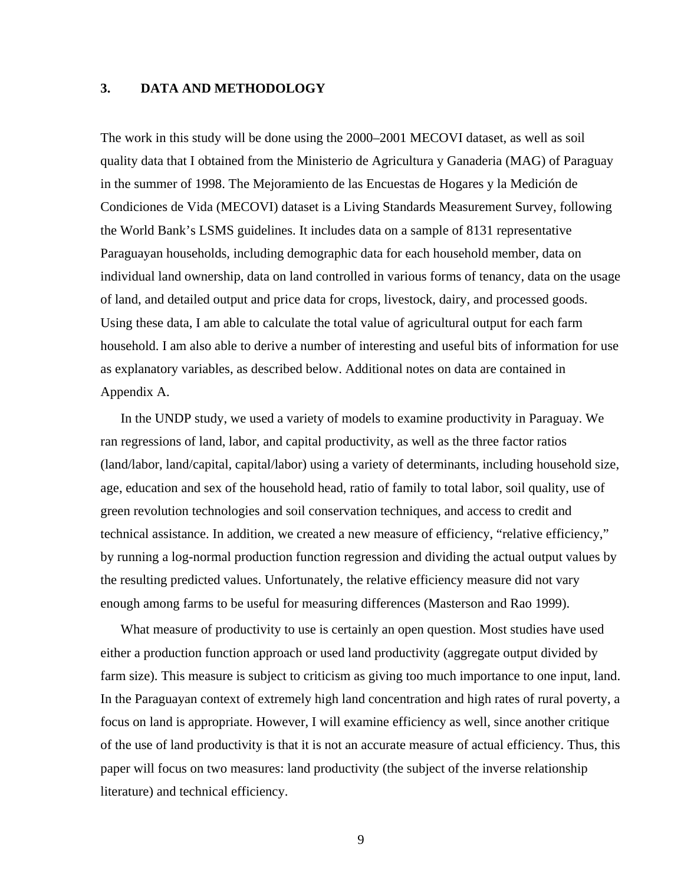## 3. DATA AND METHODOLOGY

The work in this study will be done using the 2000–2001 MECOVI dataset, as well as soil quality data that I obtained from the Ministerio de Agricultura y Ganaderia (MAG) of Paraguay in the summer of 1998. The Mejoramiento de las Encuestas de Hogares y la Medición de Condiciones de Vida (MECOVI) dataset is a Living Standards Measurement Survey, following the World Bank's LSMS guidelines. It includes data on a sample of 8131 representative Paraguayan households, including demographic data for each household member, data on individual land ownership, data on land controlled in various forms of tenancy, data on the usage of land, and detailed output and price data for crops, livestock, dairy, and processed goods. Using these data, I am able to calculate the total value of agricultural output for each farm household. I am also able to derive a number of interesting and useful bits of information for use as explanatory variables, as described below. Additional notes on data are contained in Appendix A.

In the UNDP study, we used a variety of models to examine productivity in Paraguay. We ran regressions of land, labor, and capital productivity, as well as the three factor ratios (land/labor, land/capital, capital/labor) using a variety of determinants, including household size, age, education and sex of the household head, ratio of family to total labor, soil quality, use of green revolution technologies and soil conservation techniques, and access to credit and technical assistance. In addition, we created a new measure of efficiency, "relative efficiency," by running a log-normal production function regression and dividing the actual output values by the resulting predicted values. Unfortunately, the relative efficiency measure did not vary enough among farms to be useful for measuring differences (Masterson and Rao 1999).

What measure of productivity to use is certainly an open question. Most studies have used either a production function approach or used land productivity (aggregate output divided by farm size). This measure is subject to criticism as giving too much importance to one input, land. In the Paraguayan context of extremely high land concentration and high rates of rural poverty, a focus on land is appropriate. However, I will examine efficiency as well, since another critique of the use of land productivity is that it is not an accurate measure of actual efficiency. Thus, this paper will focus on two measures: land productivity (the subject of the inverse relationship literature) and technical efficiency.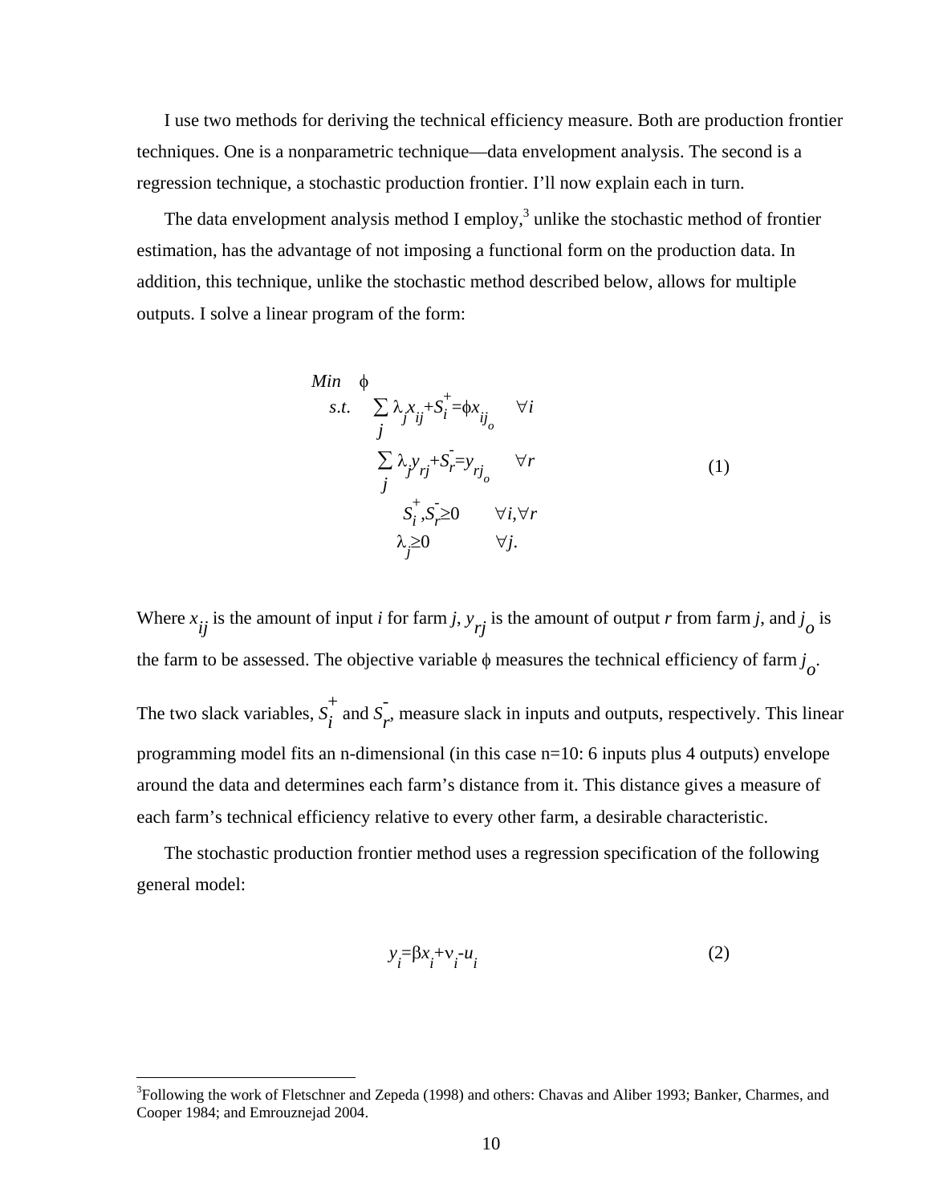I use two methods for deriving the technical efficiency measure. Both are production frontier techniques. One is a nonparametric technique—data envelopment analysis. The second is a regression technique, a stochastic production frontier. I'll now explain each in turn.

The data envelopment analysis method I employ,[3] unlike the stochastic method of frontier estimation, has the advantage of not imposing a functional form on the production data. In addition, this technique, unlike the stochastic method described below, allows for multiple outputs. I solve a linear program of the form:

$$
\begin{aligned}
&Min \quad \phi \\
&s.t. \quad \sum_j \lambda_j x_{ij} + S_i^+ = \phi x_{ij_o} \qquad \forall i \\
&\qquad\ \ \sum_j \lambda_j y_{rj} + S_r^- = y_{rj_o} \qquad \forall r \\
&\qquad\qquad S_i^+, S_r^- \geq 0 \qquad \forall i, \forall r \\
&\qquad\qquad \lambda_j \geq 0 \qquad \forall j.
\end{aligned} \tag{1}
$$

Where $x_{ij}$ is the amount of input $i$ for farm $j$, $y_{rj}$ is the amount of output $r$ from farm $j$, and $j_o$ is the farm to be assessed. The objective variable $\phi$ measures the technical efficiency of farm $j_o$. The two slack variables, $S_i^+$ and $S_r^-$, measure slack in inputs and outputs, respectively. This linear programming model fits an n-dimensional (in this case n=10: 6 inputs plus 4 outputs) envelope around the data and determines each farm's distance from it. This distance gives a measure of each farm's technical efficiency relative to every other farm, a desirable characteristic.

The stochastic production frontier method uses a regression specification of the following general model:

$$
y_i = \beta x_i + \nu_i - u_i \tag{2}
$$

[3]Following the work of Fletschner and Zepeda (1998) and others: Chavas and Aliber 1993; Banker, Charmes, and Cooper 1984; and Emrouznejad 2004.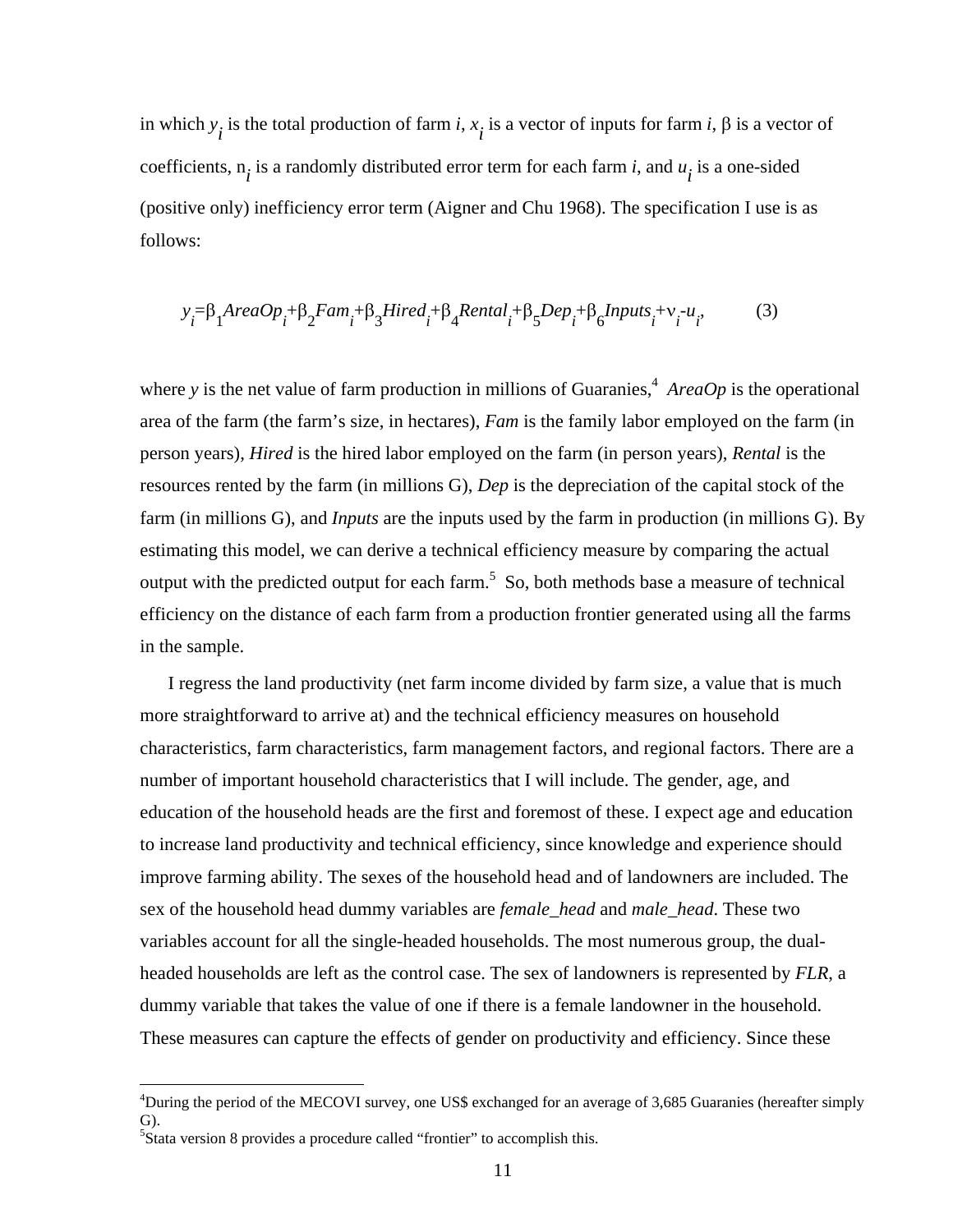in which $y_i$ is the total production of farm *i*, $x_i$ is a vector of inputs for farm *i*, β is a vector of coefficients, $n_i$ is a randomly distributed error term for each farm *i*, and $u_i$ is a one-sided (positive only) inefficiency error term (Aigner and Chu 1968). The specification I use is as follows:

$$y_i = \beta_1 AreaOp_i + \beta_2 Fam_i + \beta_3 Hired_i + \beta_4 Rental_i + \beta_5 Dep_i + \beta_6 Inputs_i + \nu_i - u_i, \qquad (3)$$

where *y* is the net value of farm production in millions of Guaranies,[4] *AreaOp* is the operational area of the farm (the farm's size, in hectares), *Fam* is the family labor employed on the farm (in person years), *Hired* is the hired labor employed on the farm (in person years), *Rental* is the resources rented by the farm (in millions G), *Dep* is the depreciation of the capital stock of the farm (in millions G), and *Inputs* are the inputs used by the farm in production (in millions G). By estimating this model, we can derive a technical efficiency measure by comparing the actual output with the predicted output for each farm.[5] So, both methods base a measure of technical efficiency on the distance of each farm from a production frontier generated using all the farms in the sample.

I regress the land productivity (net farm income divided by farm size, a value that is much more straightforward to arrive at) and the technical efficiency measures on household characteristics, farm characteristics, farm management factors, and regional factors. There are a number of important household characteristics that I will include. The gender, age, and education of the household heads are the first and foremost of these. I expect age and education to increase land productivity and technical efficiency, since knowledge and experience should improve farming ability. The sexes of the household head and of landowners are included. The sex of the household head dummy variables are *female_head* and *male_head*. These two variables account for all the single-headed households. The most numerous group, the dual-headed households are left as the control case. The sex of landowners is represented by *FLR*, a dummy variable that takes the value of one if there is a female landowner in the household. These measures can capture the effects of gender on productivity and efficiency. Since these

[4]During the period of the MECOVI survey, one US$ exchanged for an average of 3,685 Guaranies (hereafter simply G).

[5]Stata version 8 provides a procedure called "frontier" to accomplish this.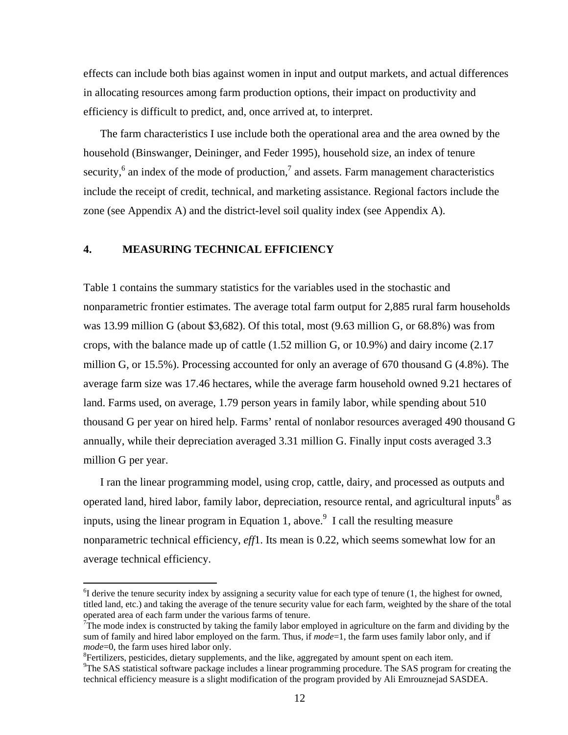effects can include both bias against women in input and output markets, and actual differences in allocating resources among farm production options, their impact on productivity and efficiency is difficult to predict, and, once arrived at, to interpret.

The farm characteristics I use include both the operational area and the area owned by the household (Binswanger, Deininger, and Feder 1995), household size, an index of tenure security,[6] an index of the mode of production,[7] and assets. Farm management characteristics include the receipt of credit, technical, and marketing assistance. Regional factors include the zone (see Appendix A) and the district-level soil quality index (see Appendix A).

## 4. MEASURING TECHNICAL EFFICIENCY

Table 1 contains the summary statistics for the variables used in the stochastic and nonparametric frontier estimates. The average total farm output for 2,885 rural farm households was 13.99 million G (about $3,682). Of this total, most (9.63 million G, or 68.8%) was from crops, with the balance made up of cattle (1.52 million G, or 10.9%) and dairy income (2.17 million G, or 15.5%). Processing accounted for only an average of 670 thousand G (4.8%). The average farm size was 17.46 hectares, while the average farm household owned 9.21 hectares of land. Farms used, on average, 1.79 person years in family labor, while spending about 510 thousand G per year on hired help. Farms' rental of nonlabor resources averaged 490 thousand G annually, while their depreciation averaged 3.31 million G. Finally input costs averaged 3.3 million G per year.

I ran the linear programming model, using crop, cattle, dairy, and processed as outputs and operated land, hired labor, family labor, depreciation, resource rental, and agricultural inputs[8] as inputs, using the linear program in Equation 1, above.[9] I call the resulting measure nonparametric technical efficiency, *eff*1. Its mean is 0.22, which seems somewhat low for an average technical efficiency.

---

[6] I derive the tenure security index by assigning a security value for each type of tenure (1, the highest for owned, titled land, etc.) and taking the average of the tenure security value for each farm, weighted by the share of the total operated area of each farm under the various farms of tenure.

[7] The mode index is constructed by taking the family labor employed in agriculture on the farm and dividing by the sum of family and hired labor employed on the farm. Thus, if *mode*=1, the farm uses family labor only, and if *mode*=0, the farm uses hired labor only.

[8] Fertilizers, pesticides, dietary supplements, and the like, aggregated by amount spent on each item.

[9] The SAS statistical software package includes a linear programming procedure. The SAS program for creating the technical efficiency measure is a slight modification of the program provided by Ali Emrouznejad SASDEA.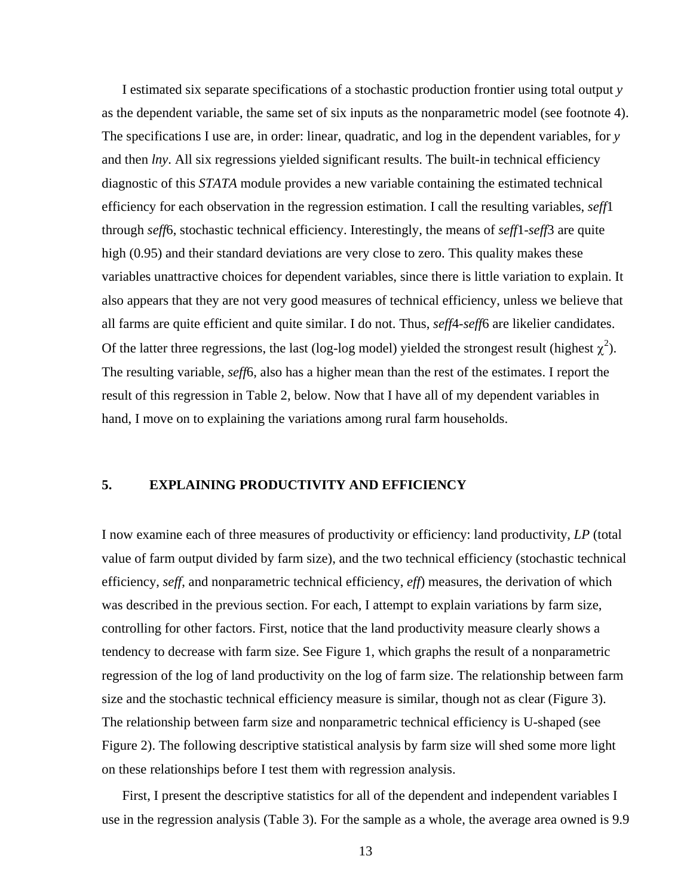I estimated six separate specifications of a stochastic production frontier using total output *y* as the dependent variable, the same set of six inputs as the nonparametric model (see footnote 4). The specifications I use are, in order: linear, quadratic, and log in the dependent variables, for *y* and then *lny*. All six regressions yielded significant results. The built-in technical efficiency diagnostic of this *STATA* module provides a new variable containing the estimated technical efficiency for each observation in the regression estimation. I call the resulting variables, *seff*1 through *seff*6, stochastic technical efficiency. Interestingly, the means of *seff*1-*seff*3 are quite high (0.95) and their standard deviations are very close to zero. This quality makes these variables unattractive choices for dependent variables, since there is little variation to explain. It also appears that they are not very good measures of technical efficiency, unless we believe that all farms are quite efficient and quite similar. I do not. Thus, *seff*4-*seff*6 are likelier candidates. Of the latter three regressions, the last (log-log model) yielded the strongest result (highest $\chi^2$). The resulting variable, *seff*6, also has a higher mean than the rest of the estimates. I report the result of this regression in Table 2, below. Now that I have all of my dependent variables in hand, I move on to explaining the variations among rural farm households.

## 5. EXPLAINING PRODUCTIVITY AND EFFICIENCY

I now examine each of three measures of productivity or efficiency: land productivity, *LP* (total value of farm output divided by farm size), and the two technical efficiency (stochastic technical efficiency, *seff*, and nonparametric technical efficiency, *eff*) measures, the derivation of which was described in the previous section. For each, I attempt to explain variations by farm size, controlling for other factors. First, notice that the land productivity measure clearly shows a tendency to decrease with farm size. See Figure 1, which graphs the result of a nonparametric regression of the log of land productivity on the log of farm size. The relationship between farm size and the stochastic technical efficiency measure is similar, though not as clear (Figure 3). The relationship between farm size and nonparametric technical efficiency is U-shaped (see Figure 2). The following descriptive statistical analysis by farm size will shed some more light on these relationships before I test them with regression analysis.

First, I present the descriptive statistics for all of the dependent and independent variables I use in the regression analysis (Table 3). For the sample as a whole, the average area owned is 9.9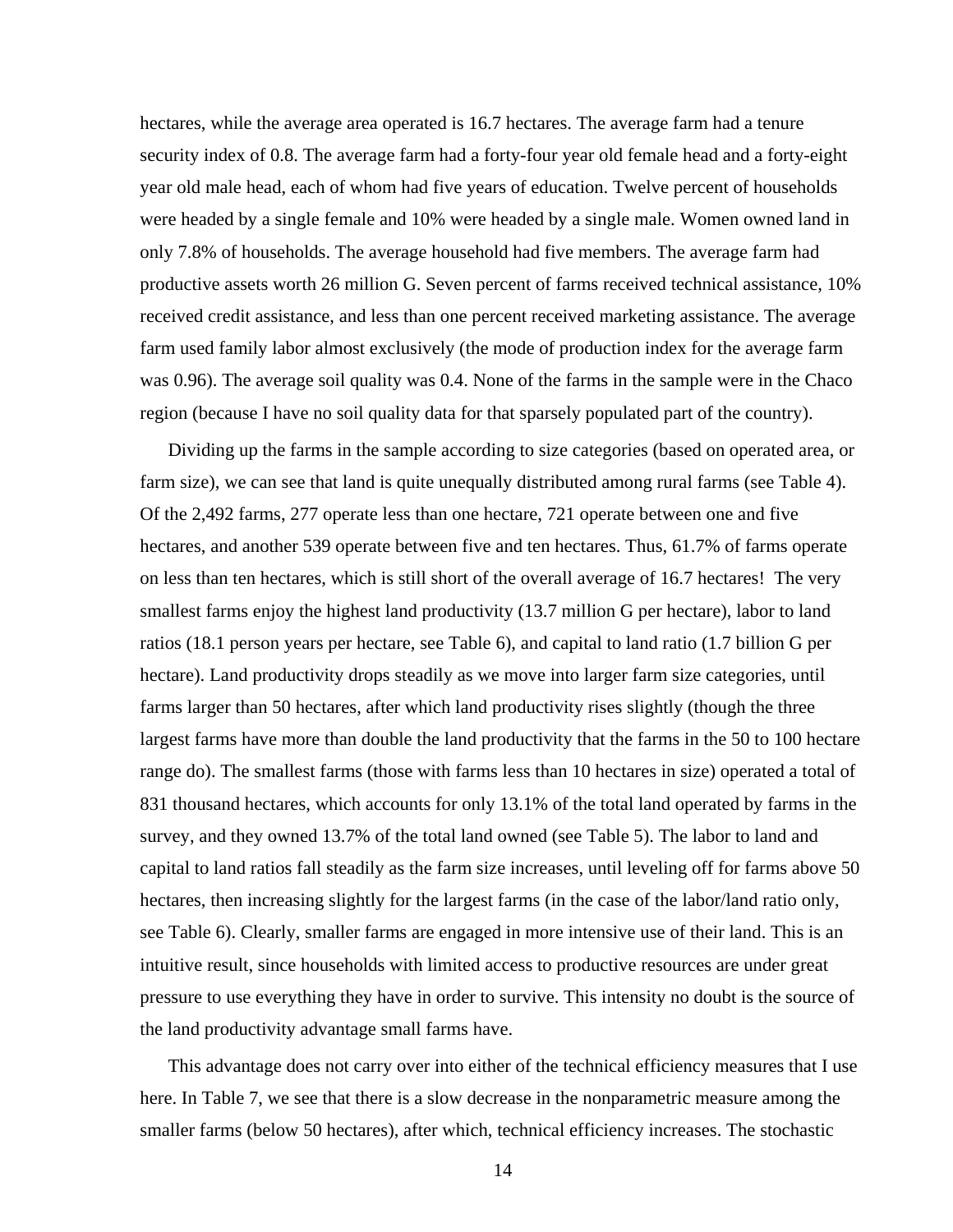hectares, while the average area operated is 16.7 hectares. The average farm had a tenure security index of 0.8. The average farm had a forty-four year old female head and a forty-eight year old male head, each of whom had five years of education. Twelve percent of households were headed by a single female and 10% were headed by a single male. Women owned land in only 7.8% of households. The average household had five members. The average farm had productive assets worth 26 million G. Seven percent of farms received technical assistance, 10% received credit assistance, and less than one percent received marketing assistance. The average farm used family labor almost exclusively (the mode of production index for the average farm was 0.96). The average soil quality was 0.4. None of the farms in the sample were in the Chaco region (because I have no soil quality data for that sparsely populated part of the country).

Dividing up the farms in the sample according to size categories (based on operated area, or farm size), we can see that land is quite unequally distributed among rural farms (see Table 4). Of the 2,492 farms, 277 operate less than one hectare, 721 operate between one and five hectares, and another 539 operate between five and ten hectares. Thus, 61.7% of farms operate on less than ten hectares, which is still short of the overall average of 16.7 hectares! The very smallest farms enjoy the highest land productivity (13.7 million G per hectare), labor to land ratios (18.1 person years per hectare, see Table 6), and capital to land ratio (1.7 billion G per hectare). Land productivity drops steadily as we move into larger farm size categories, until farms larger than 50 hectares, after which land productivity rises slightly (though the three largest farms have more than double the land productivity that the farms in the 50 to 100 hectare range do). The smallest farms (those with farms less than 10 hectares in size) operated a total of 831 thousand hectares, which accounts for only 13.1% of the total land operated by farms in the survey, and they owned 13.7% of the total land owned (see Table 5). The labor to land and capital to land ratios fall steadily as the farm size increases, until leveling off for farms above 50 hectares, then increasing slightly for the largest farms (in the case of the labor/land ratio only, see Table 6). Clearly, smaller farms are engaged in more intensive use of their land. This is an intuitive result, since households with limited access to productive resources are under great pressure to use everything they have in order to survive. This intensity no doubt is the source of the land productivity advantage small farms have.

This advantage does not carry over into either of the technical efficiency measures that I use here. In Table 7, we see that there is a slow decrease in the nonparametric measure among the smaller farms (below 50 hectares), after which, technical efficiency increases. The stochastic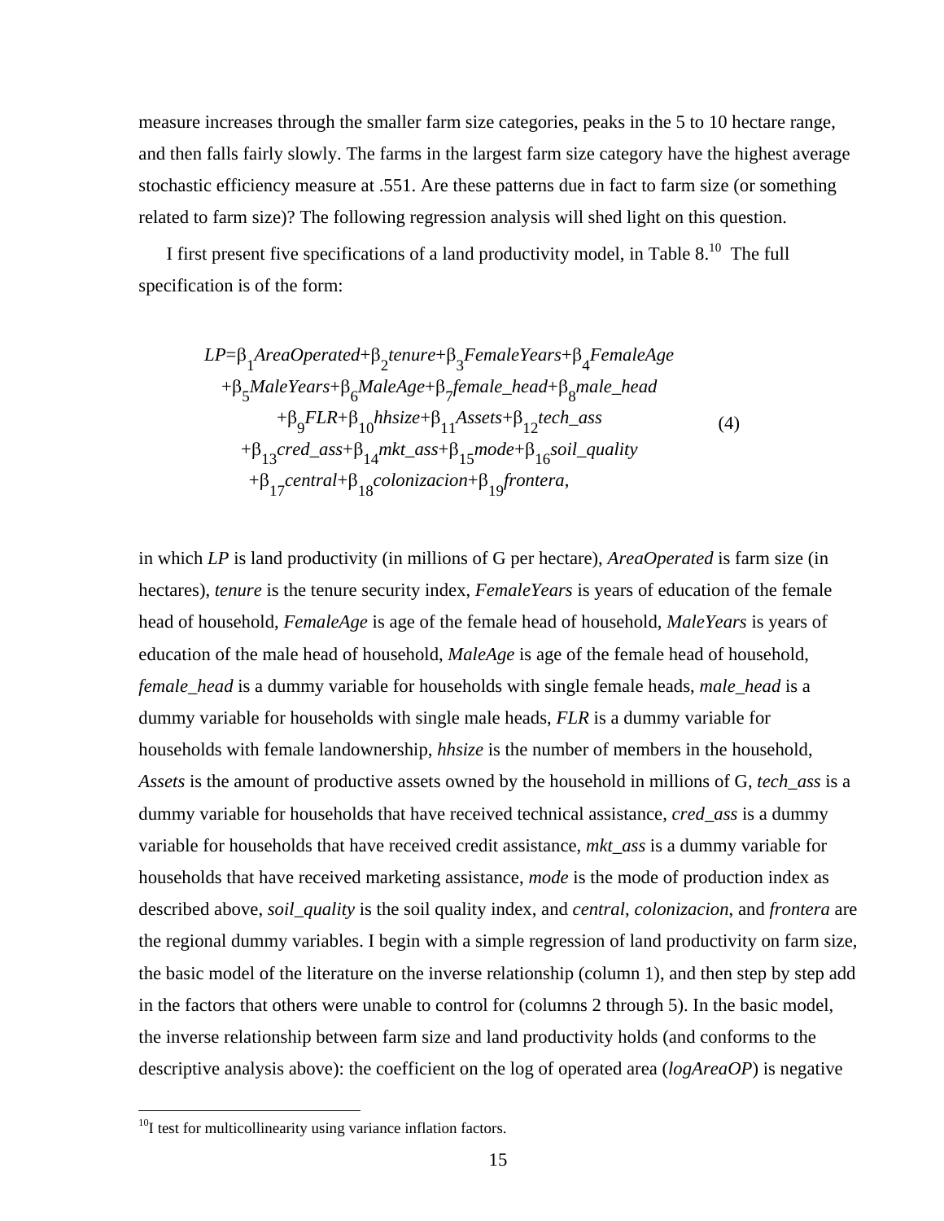measure increases through the smaller farm size categories, peaks in the 5 to 10 hectare range, and then falls fairly slowly. The farms in the largest farm size category have the highest average stochastic efficiency measure at .551. Are these patterns due in fact to farm size (or something related to farm size)? The following regression analysis will shed light on this question.

I first present five specifications of a land productivity model, in Table 8.[10] The full specification is of the form:

$$
\begin{aligned}
LP = {} & \beta_1 AreaOperated + \beta_2 tenure + \beta_3 FemaleYears + \beta_4 FemaleAge \\
& + \beta_5 MaleYears + \beta_6 MaleAge + \beta_7 female\_head + \beta_8 male\_head \\
& + \beta_9 FLR + \beta_{10} hhsize + \beta_{11} Assets + \beta_{12} tech\_ass \\
& + \beta_{13} cred\_ass + \beta_{14} mkt\_ass + \beta_{15} mode + \beta_{16} soil\_quality \\
& + \beta_{17} central + \beta_{18} colonizacion + \beta_{19} frontera,
\end{aligned}
\tag{4}
$$

in which *LP* is land productivity (in millions of G per hectare), *AreaOperated* is farm size (in hectares), *tenure* is the tenure security index, *FemaleYears* is years of education of the female head of household, *FemaleAge* is age of the female head of household, *MaleYears* is years of education of the male head of household, *MaleAge* is age of the female head of household, *female_head* is a dummy variable for households with single female heads, *male_head* is a dummy variable for households with single male heads, *FLR* is a dummy variable for households with female landownership, *hhsize* is the number of members in the household, *Assets* is the amount of productive assets owned by the household in millions of G, *tech_ass* is a dummy variable for households that have received technical assistance, *cred_ass* is a dummy variable for households that have received credit assistance, *mkt_ass* is a dummy variable for households that have received marketing assistance, *mode* is the mode of production index as described above, *soil_quality* is the soil quality index, and *central*, *colonizacion*, and *frontera* are the regional dummy variables. I begin with a simple regression of land productivity on farm size, the basic model of the literature on the inverse relationship (column 1), and then step by step add in the factors that others were unable to control for (columns 2 through 5). In the basic model, the inverse relationship between farm size and land productivity holds (and conforms to the descriptive analysis above): the coefficient on the log of operated area (*logAreaOP*) is negative

[10] I test for multicollinearity using variance inflation factors.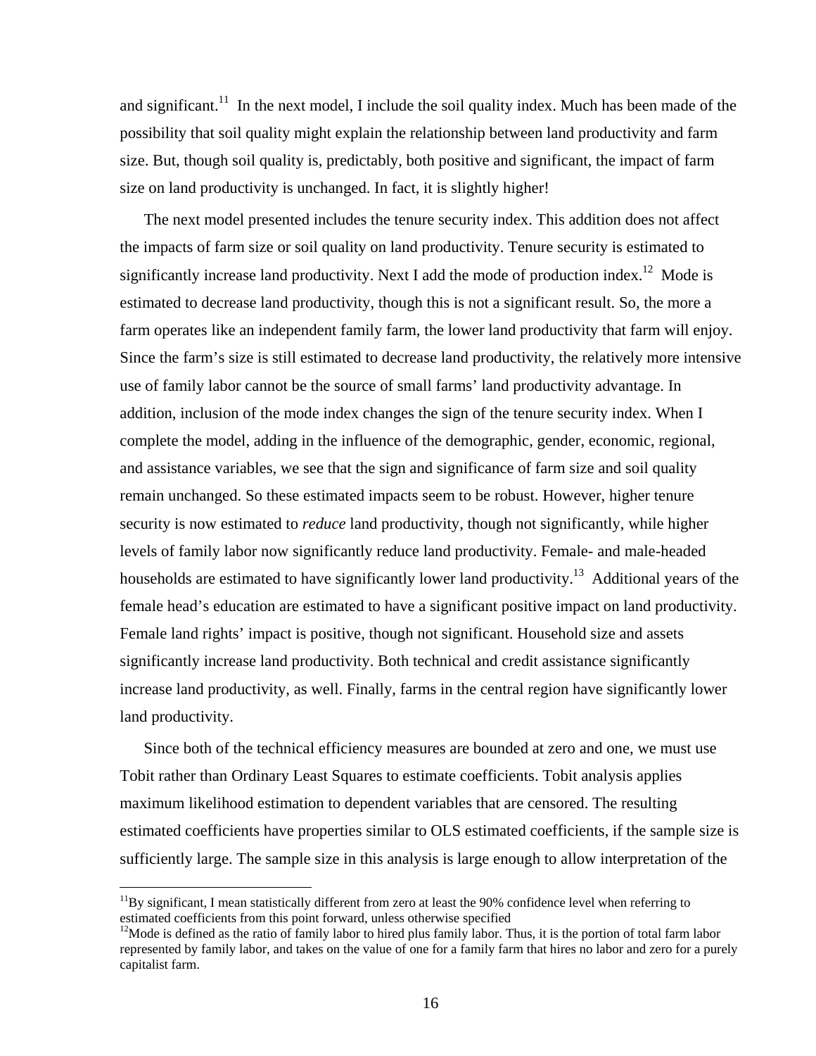and significant.[11] In the next model, I include the soil quality index. Much has been made of the possibility that soil quality might explain the relationship between land productivity and farm size. But, though soil quality is, predictably, both positive and significant, the impact of farm size on land productivity is unchanged. In fact, it is slightly higher!

The next model presented includes the tenure security index. This addition does not affect the impacts of farm size or soil quality on land productivity. Tenure security is estimated to significantly increase land productivity. Next I add the mode of production index.[12] Mode is estimated to decrease land productivity, though this is not a significant result. So, the more a farm operates like an independent family farm, the lower land productivity that farm will enjoy. Since the farm's size is still estimated to decrease land productivity, the relatively more intensive use of family labor cannot be the source of small farms' land productivity advantage. In addition, inclusion of the mode index changes the sign of the tenure security index. When I complete the model, adding in the influence of the demographic, gender, economic, regional, and assistance variables, we see that the sign and significance of farm size and soil quality remain unchanged. So these estimated impacts seem to be robust. However, higher tenure security is now estimated to *reduce* land productivity, though not significantly, while higher levels of family labor now significantly reduce land productivity. Female- and male-headed households are estimated to have significantly lower land productivity.[13] Additional years of the female head's education are estimated to have a significant positive impact on land productivity. Female land rights' impact is positive, though not significant. Household size and assets significantly increase land productivity. Both technical and credit assistance significantly increase land productivity, as well. Finally, farms in the central region have significantly lower land productivity.

Since both of the technical efficiency measures are bounded at zero and one, we must use Tobit rather than Ordinary Least Squares to estimate coefficients. Tobit analysis applies maximum likelihood estimation to dependent variables that are censored. The resulting estimated coefficients have properties similar to OLS estimated coefficients, if the sample size is sufficiently large. The sample size in this analysis is large enough to allow interpretation of the

---

[11]By significant, I mean statistically different from zero at least the 90% confidence level when referring to estimated coefficients from this point forward, unless otherwise specified

[12]Mode is defined as the ratio of family labor to hired plus family labor. Thus, it is the portion of total farm labor represented by family labor, and takes on the value of one for a family farm that hires no labor and zero for a purely capitalist farm.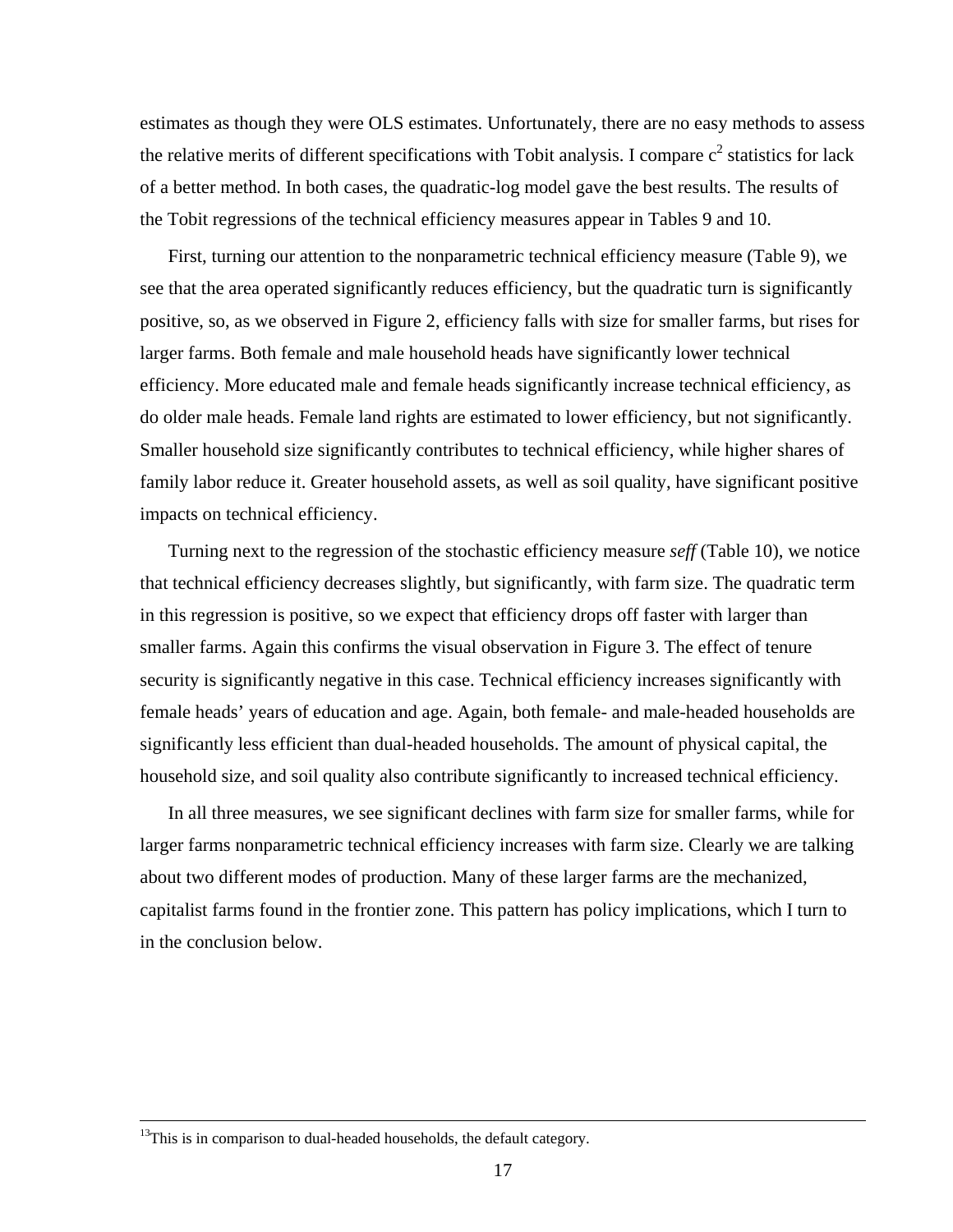estimates as though they were OLS estimates. Unfortunately, there are no easy methods to assess the relative merits of different specifications with Tobit analysis. I compare $c^2$ statistics for lack of a better method. In both cases, the quadratic-log model gave the best results. The results of the Tobit regressions of the technical efficiency measures appear in Tables 9 and 10.

First, turning our attention to the nonparametric technical efficiency measure (Table 9), we see that the area operated significantly reduces efficiency, but the quadratic turn is significantly positive, so, as we observed in Figure 2, efficiency falls with size for smaller farms, but rises for larger farms. Both female and male household heads have significantly lower technical efficiency. More educated male and female heads significantly increase technical efficiency, as do older male heads. Female land rights are estimated to lower efficiency, but not significantly. Smaller household size significantly contributes to technical efficiency, while higher shares of family labor reduce it. Greater household assets, as well as soil quality, have significant positive impacts on technical efficiency.

Turning next to the regression of the stochastic efficiency measure *seff* (Table 10), we notice that technical efficiency decreases slightly, but significantly, with farm size. The quadratic term in this regression is positive, so we expect that efficiency drops off faster with larger than smaller farms. Again this confirms the visual observation in Figure 3. The effect of tenure security is significantly negative in this case. Technical efficiency increases significantly with female heads' years of education and age. Again, both female- and male-headed households are significantly less efficient than dual-headed households. The amount of physical capital, the household size, and soil quality also contribute significantly to increased technical efficiency.

In all three measures, we see significant declines with farm size for smaller farms, while for larger farms nonparametric technical efficiency increases with farm size. Clearly we are talking about two different modes of production. Many of these larger farms are the mechanized, capitalist farms found in the frontier zone. This pattern has policy implications, which I turn to in the conclusion below.

---

[13]This is in comparison to dual-headed households, the default category.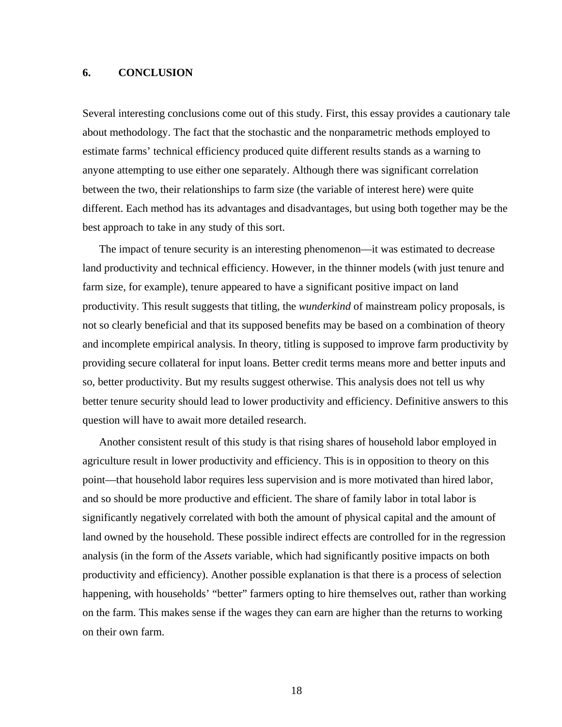## 6. CONCLUSION

Several interesting conclusions come out of this study. First, this essay provides a cautionary tale about methodology. The fact that the stochastic and the nonparametric methods employed to estimate farms' technical efficiency produced quite different results stands as a warning to anyone attempting to use either one separately. Although there was significant correlation between the two, their relationships to farm size (the variable of interest here) were quite different. Each method has its advantages and disadvantages, but using both together may be the best approach to take in any study of this sort.

The impact of tenure security is an interesting phenomenon—it was estimated to decrease land productivity and technical efficiency. However, in the thinner models (with just tenure and farm size, for example), tenure appeared to have a significant positive impact on land productivity. This result suggests that titling, the *wunderkind* of mainstream policy proposals, is not so clearly beneficial and that its supposed benefits may be based on a combination of theory and incomplete empirical analysis. In theory, titling is supposed to improve farm productivity by providing secure collateral for input loans. Better credit terms means more and better inputs and so, better productivity. But my results suggest otherwise. This analysis does not tell us why better tenure security should lead to lower productivity and efficiency. Definitive answers to this question will have to await more detailed research.

Another consistent result of this study is that rising shares of household labor employed in agriculture result in lower productivity and efficiency. This is in opposition to theory on this point—that household labor requires less supervision and is more motivated than hired labor, and so should be more productive and efficient. The share of family labor in total labor is significantly negatively correlated with both the amount of physical capital and the amount of land owned by the household. These possible indirect effects are controlled for in the regression analysis (in the form of the *Assets* variable, which had significantly positive impacts on both productivity and efficiency). Another possible explanation is that there is a process of selection happening, with households' "better" farmers opting to hire themselves out, rather than working on the farm. This makes sense if the wages they can earn are higher than the returns to working on their own farm.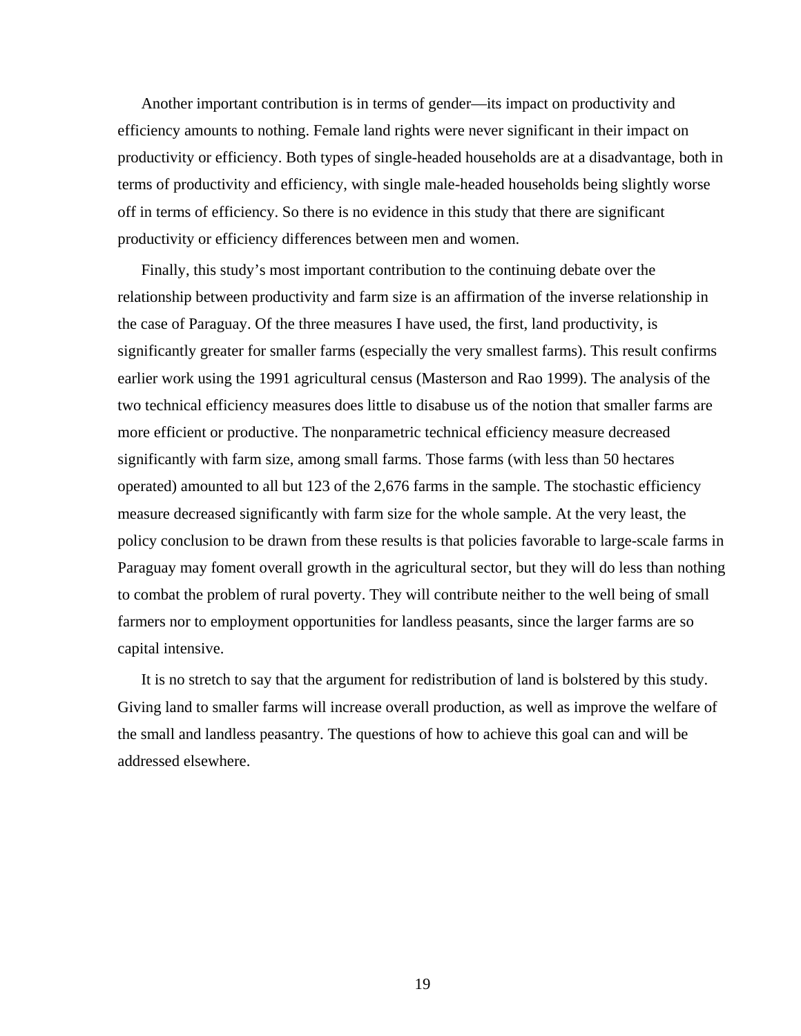Another important contribution is in terms of gender—its impact on productivity and efficiency amounts to nothing. Female land rights were never significant in their impact on productivity or efficiency. Both types of single-headed households are at a disadvantage, both in terms of productivity and efficiency, with single male-headed households being slightly worse off in terms of efficiency. So there is no evidence in this study that there are significant productivity or efficiency differences between men and women.

Finally, this study's most important contribution to the continuing debate over the relationship between productivity and farm size is an affirmation of the inverse relationship in the case of Paraguay. Of the three measures I have used, the first, land productivity, is significantly greater for smaller farms (especially the very smallest farms). This result confirms earlier work using the 1991 agricultural census (Masterson and Rao 1999). The analysis of the two technical efficiency measures does little to disabuse us of the notion that smaller farms are more efficient or productive. The nonparametric technical efficiency measure decreased significantly with farm size, among small farms. Those farms (with less than 50 hectares operated) amounted to all but 123 of the 2,676 farms in the sample. The stochastic efficiency measure decreased significantly with farm size for the whole sample. At the very least, the policy conclusion to be drawn from these results is that policies favorable to large-scale farms in Paraguay may foment overall growth in the agricultural sector, but they will do less than nothing to combat the problem of rural poverty. They will contribute neither to the well being of small farmers nor to employment opportunities for landless peasants, since the larger farms are so capital intensive.

It is no stretch to say that the argument for redistribution of land is bolstered by this study. Giving land to smaller farms will increase overall production, as well as improve the welfare of the small and landless peasantry. The questions of how to achieve this goal can and will be addressed elsewhere.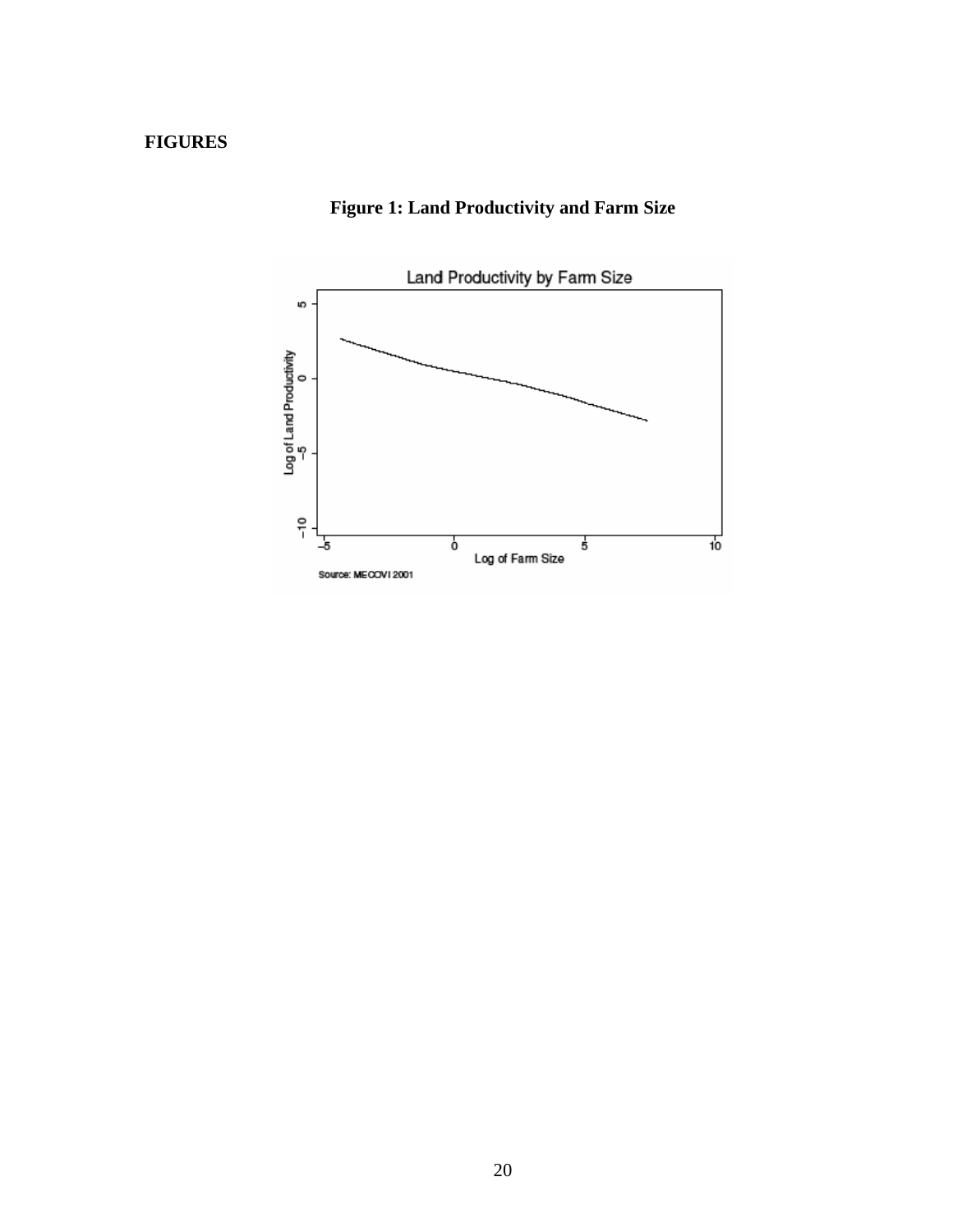**FIGURES**

**Figure 1: Land Productivity and Farm Size**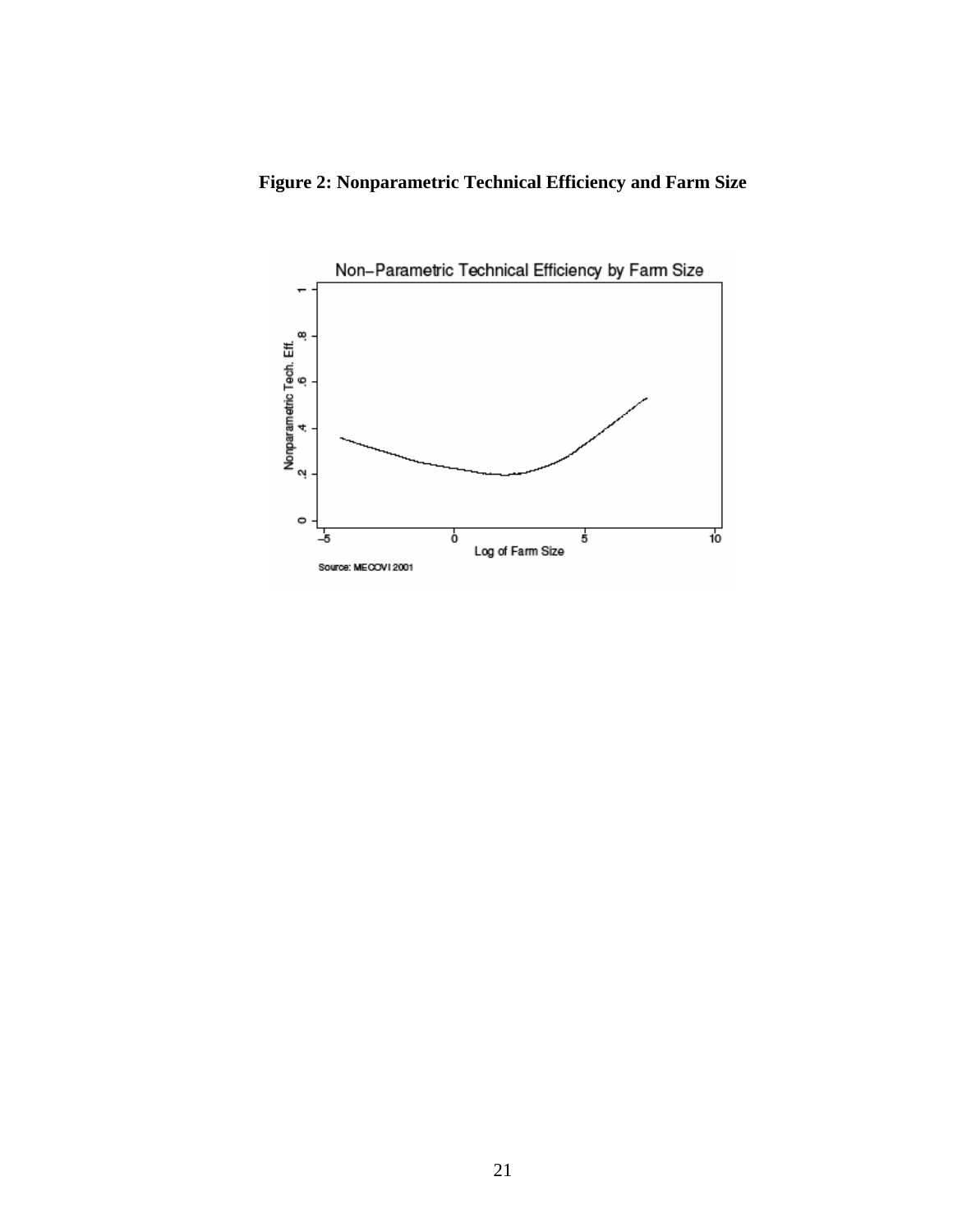**Figure 2: Nonparametric Technical Efficiency and Farm Size**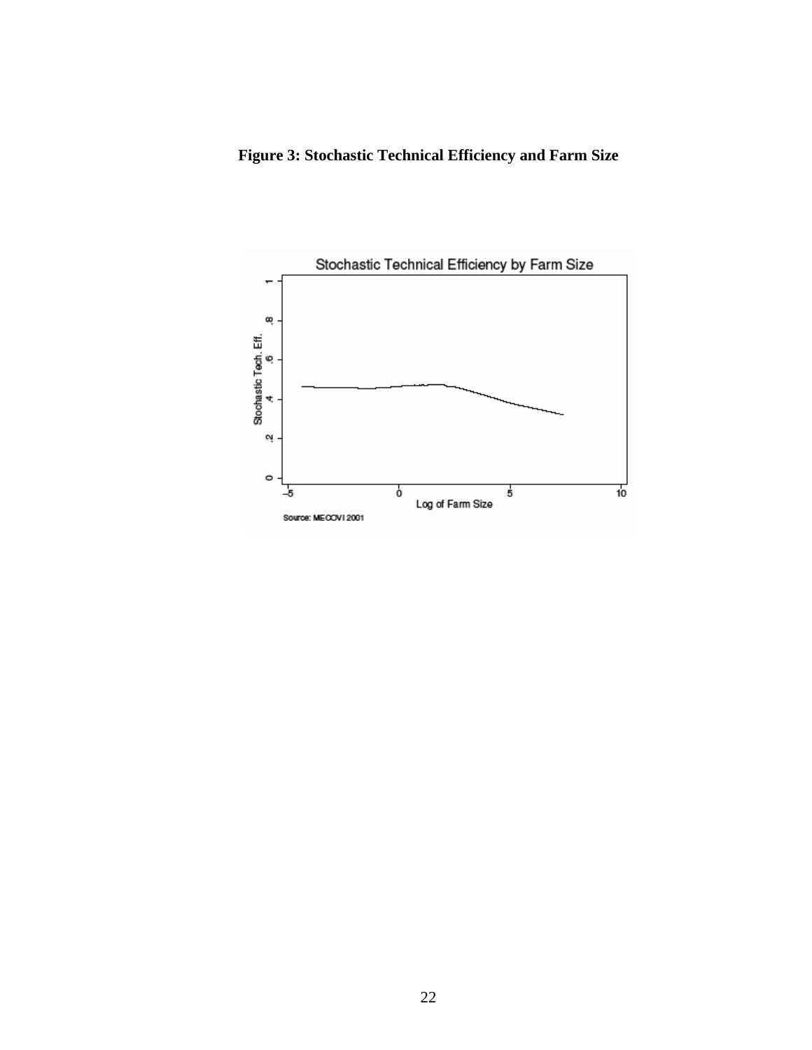**Figure 3: Stochastic Technical Efficiency and Farm Size**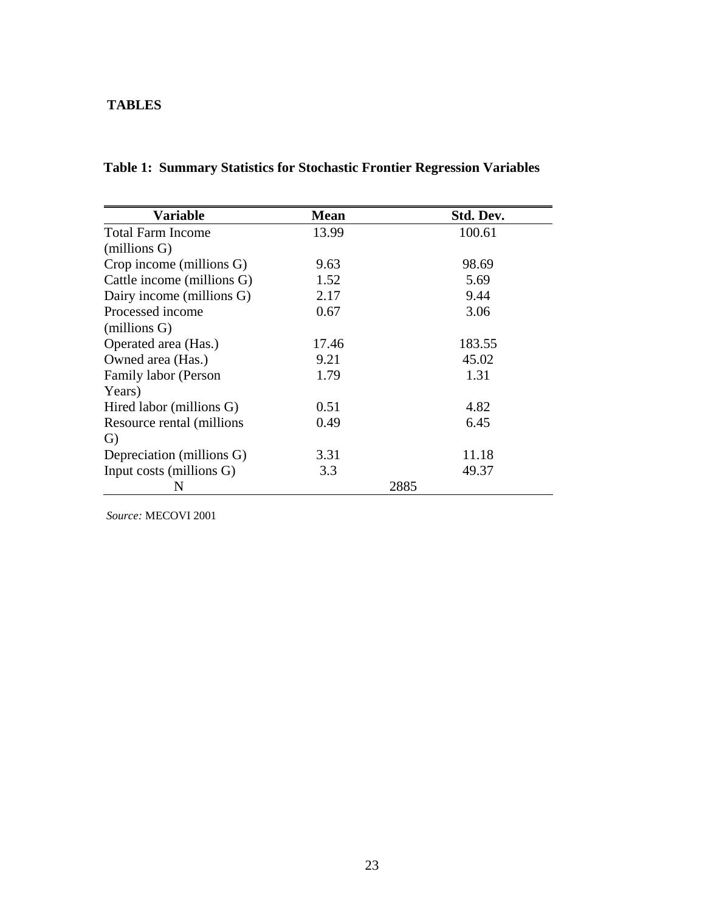## TABLES

**Table 1: Summary Statistics for Stochastic Frontier Regression Variables**

| Variable | Mean | Std. Dev. |
|---|---|---|
| Total Farm Income (millions G) | 13.99 | 100.61 |
| Crop income (millions G) | 9.63 | 98.69 |
| Cattle income (millions G) | 1.52 | 5.69 |
| Dairy income (millions G) | 2.17 | 9.44 |
| Processed income (millions G) | 0.67 | 3.06 |
| Operated area (Has.) | 17.46 | 183.55 |
| Owned area (Has.) | 9.21 | 45.02 |
| Family labor (Person Years) | 1.79 | 1.31 |
| Hired labor (millions G) | 0.51 | 4.82 |
| Resource rental (millions G) | 0.49 | 6.45 |
| Depreciation (millions G) | 3.31 | 11.18 |
| Input costs (millions G) | 3.3 | 49.37 |
| N | 2885 | |

*Source:* MECOVI 2001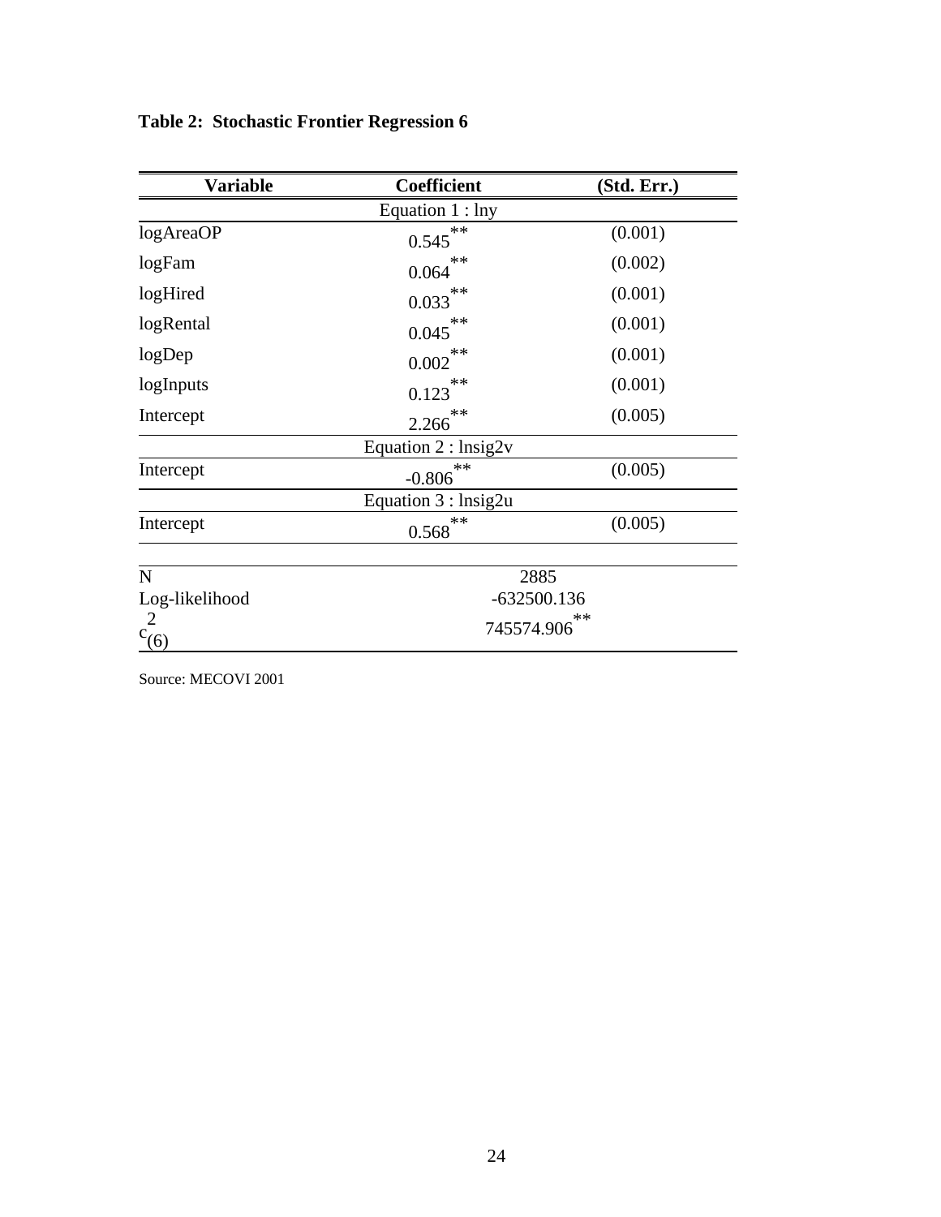**Table 2: Stochastic Frontier Regression 6**

| Variable | Coefficient | (Std. Err.) |
|---|---|---|
| | Equation 1 : lny | |
| logAreaOP | 0.545** | (0.001) |
| logFam | 0.064** | (0.002) |
| logHired | 0.033** | (0.001) |
| logRental | 0.045** | (0.001) |
| logDep | 0.002** | (0.001) |
| logInputs | 0.123** | (0.001) |
| Intercept | 2.266** | (0.005) |
| | Equation 2 : lnsig2v | |
| Intercept | -0.806** | (0.005) |
| | Equation 3 : lnsig2u | |
| Intercept | 0.568** | (0.005) |
| | | |
| N | 2885 | |
| Log-likelihood | -632500.136 | |
| $\chi^2_{(6)}$ | 745574.906** | |

Source: MECOVI 2001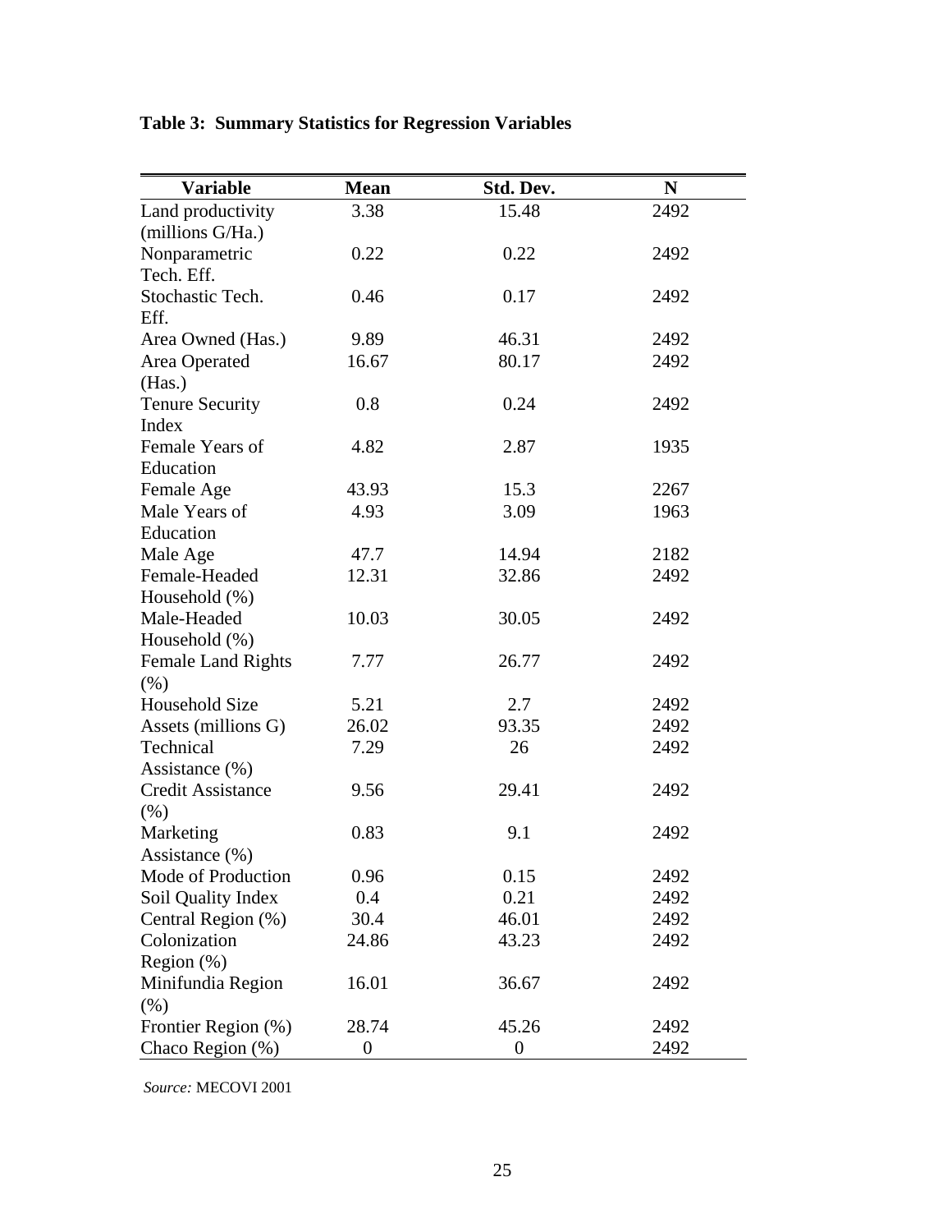**Table 3: Summary Statistics for Regression Variables**

| Variable | Mean | Std. Dev. | N |
|---|---|---|---|
| Land productivity (millions G/Ha.) | 3.38 | 15.48 | 2492 |
| Nonparametric Tech. Eff. | 0.22 | 0.22 | 2492 |
| Stochastic Tech. Eff. | 0.46 | 0.17 | 2492 |
| Area Owned (Has.) | 9.89 | 46.31 | 2492 |
| Area Operated (Has.) | 16.67 | 80.17 | 2492 |
| Tenure Security Index | 0.8 | 0.24 | 2492 |
| Female Years of Education | 4.82 | 2.87 | 1935 |
| Female Age | 43.93 | 15.3 | 2267 |
| Male Years of Education | 4.93 | 3.09 | 1963 |
| Male Age | 47.7 | 14.94 | 2182 |
| Female-Headed Household (%) | 12.31 | 32.86 | 2492 |
| Male-Headed Household (%) | 10.03 | 30.05 | 2492 |
| Female Land Rights (%) | 7.77 | 26.77 | 2492 |
| Household Size | 5.21 | 2.7 | 2492 |
| Assets (millions G) | 26.02 | 93.35 | 2492 |
| Technical Assistance (%) | 7.29 | 26 | 2492 |
| Credit Assistance (%) | 9.56 | 29.41 | 2492 |
| Marketing Assistance (%) | 0.83 | 9.1 | 2492 |
| Mode of Production | 0.96 | 0.15 | 2492 |
| Soil Quality Index | 0.4 | 0.21 | 2492 |
| Central Region (%) | 30.4 | 46.01 | 2492 |
| Colonization Region (%) | 24.86 | 43.23 | 2492 |
| Minifundia Region (%) | 16.01 | 36.67 | 2492 |
| Frontier Region (%) | 28.74 | 45.26 | 2492 |
| Chaco Region (%) | 0 | 0 | 2492 |

*Source:* MECOVI 2001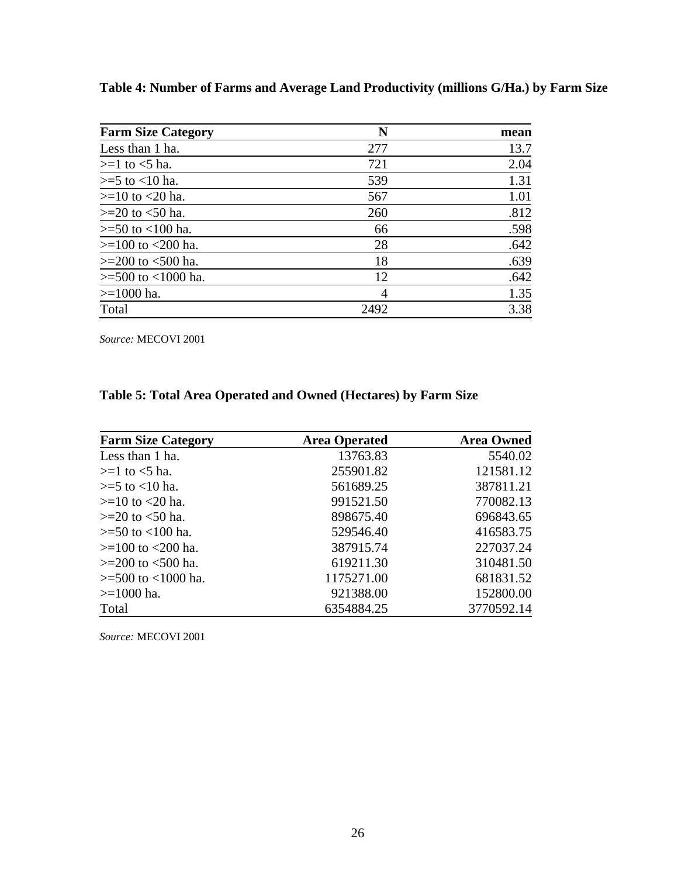**Table 4: Number of Farms and Average Land Productivity (millions G/Ha.) by Farm Size**

| Farm Size Category | N | mean |
|---|---|---|
| Less than 1 ha. | 277 | 13.7 |
| >=1 to <5 ha. | 721 | 2.04 |
| >=5 to <10 ha. | 539 | 1.31 |
| >=10 to <20 ha. | 567 | 1.01 |
| >=20 to <50 ha. | 260 | .812 |
| >=50 to <100 ha. | 66 | .598 |
| >=100 to <200 ha. | 28 | .642 |
| >=200 to <500 ha. | 18 | .639 |
| >=500 to <1000 ha. | 12 | .642 |
| >=1000 ha. | 4 | 1.35 |
| Total | 2492 | 3.38 |

*Source:* MECOVI 2001

**Table 5: Total Area Operated and Owned (Hectares) by Farm Size**

| Farm Size Category | Area Operated | Area Owned |
|---|---|---|
| Less than 1 ha. | 13763.83 | 5540.02 |
| >=1 to <5 ha. | 255901.82 | 121581.12 |
| >=5 to <10 ha. | 561689.25 | 387811.21 |
| >=10 to <20 ha. | 991521.50 | 770082.13 |
| >=20 to <50 ha. | 898675.40 | 696843.65 |
| >=50 to <100 ha. | 529546.40 | 416583.75 |
| >=100 to <200 ha. | 387915.74 | 227037.24 |
| >=200 to <500 ha. | 619211.30 | 310481.50 |
| >=500 to <1000 ha. | 1175271.00 | 681831.52 |
| >=1000 ha. | 921388.00 | 152800.00 |
| Total | 6354884.25 | 3770592.14 |

*Source:* MECOVI 2001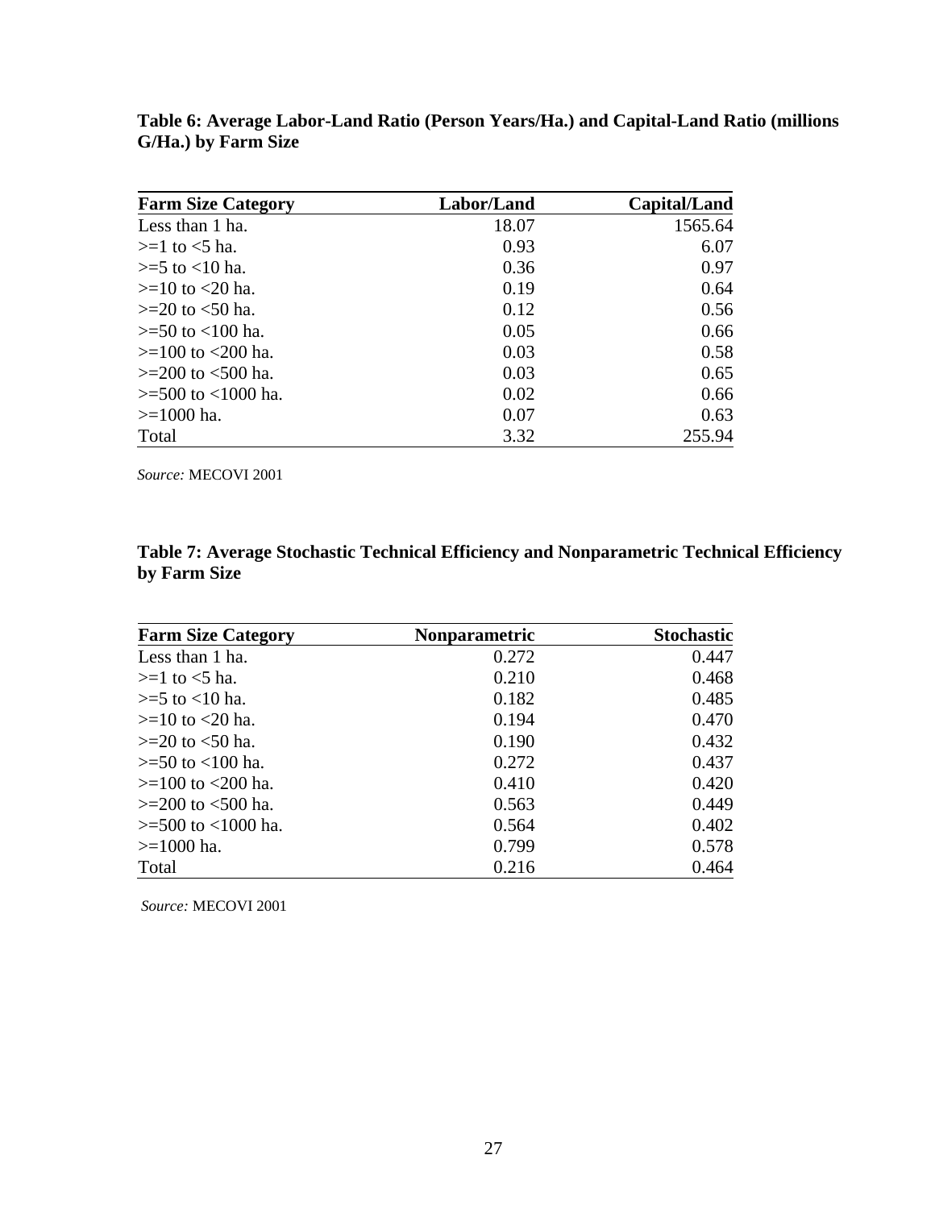**Table 6: Average Labor-Land Ratio (Person Years/Ha.) and Capital-Land Ratio (millions G/Ha.) by Farm Size**

| Farm Size Category | Labor/Land | Capital/Land |
|---|---|---|
| Less than 1 ha. | 18.07 | 1565.64 |
| >=1 to <5 ha. | 0.93 | 6.07 |
| >=5 to <10 ha. | 0.36 | 0.97 |
| >=10 to <20 ha. | 0.19 | 0.64 |
| >=20 to <50 ha. | 0.12 | 0.56 |
| >=50 to <100 ha. | 0.05 | 0.66 |
| >=100 to <200 ha. | 0.03 | 0.58 |
| >=200 to <500 ha. | 0.03 | 0.65 |
| >=500 to <1000 ha. | 0.02 | 0.66 |
| >=1000 ha. | 0.07 | 0.63 |
| Total | 3.32 | 255.94 |

*Source:* MECOVI 2001

**Table 7: Average Stochastic Technical Efficiency and Nonparametric Technical Efficiency by Farm Size**

| Farm Size Category | Nonparametric | Stochastic |
|---|---|---|
| Less than 1 ha. | 0.272 | 0.447 |
| >=1 to <5 ha. | 0.210 | 0.468 |
| >=5 to <10 ha. | 0.182 | 0.485 |
| >=10 to <20 ha. | 0.194 | 0.470 |
| >=20 to <50 ha. | 0.190 | 0.432 |
| >=50 to <100 ha. | 0.272 | 0.437 |
| >=100 to <200 ha. | 0.410 | 0.420 |
| >=200 to <500 ha. | 0.563 | 0.449 |
| >=500 to <1000 ha. | 0.564 | 0.402 |
| >=1000 ha. | 0.799 | 0.578 |
| Total | 0.216 | 0.464 |

*Source:* MECOVI 2001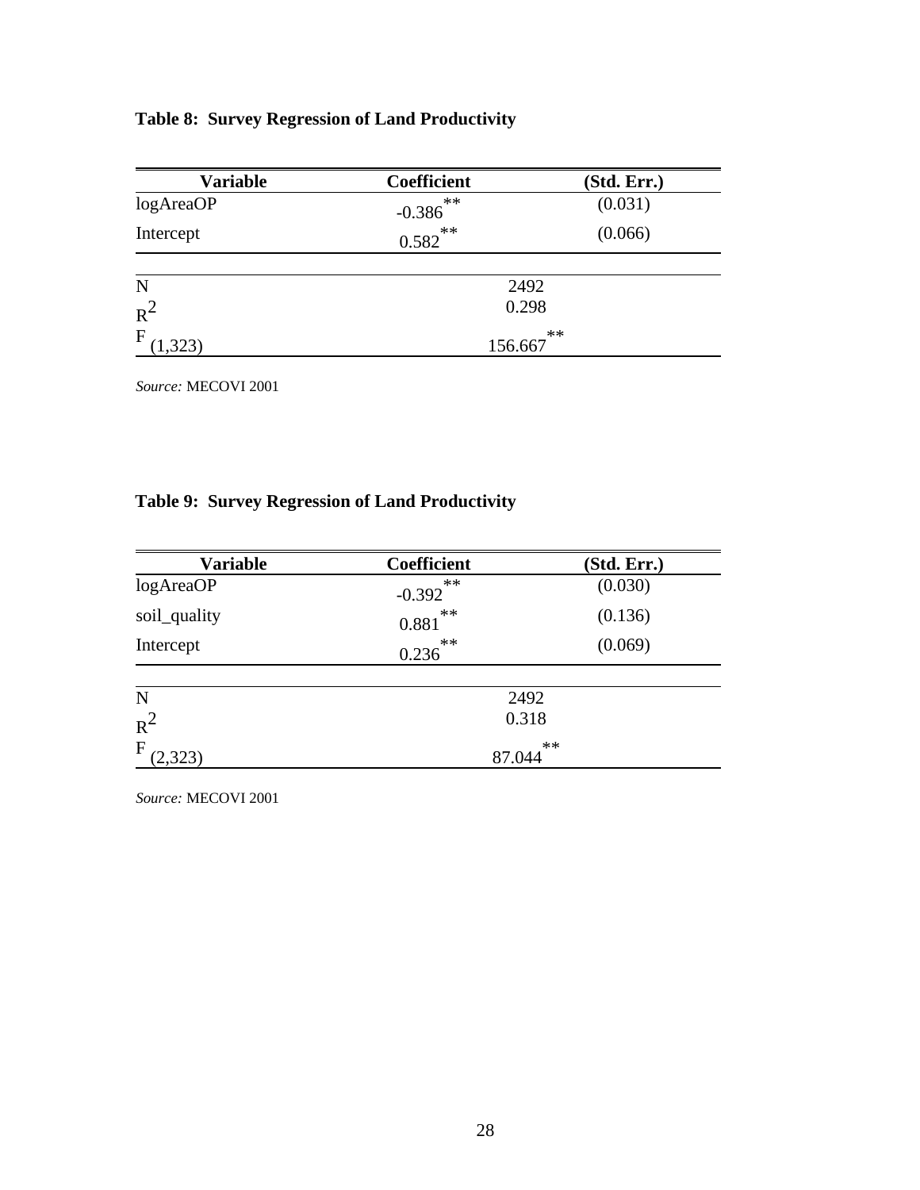**Table 8: Survey Regression of Land Productivity**

| Variable | Coefficient | (Std. Err.) |
|---|---|---|
| logAreaOP | -0.386** | (0.031) |
| Intercept | 0.582** | (0.066) |
| N | 2492 | |
| $R^2$ | 0.298 | |
| $F_{(1,323)}$ | 156.667** | |

*Source:* MECOVI 2001

**Table 9: Survey Regression of Land Productivity**

| Variable | Coefficient | (Std. Err.) |
|---|---|---|
| logAreaOP | -0.392** | (0.030) |
| soil_quality | 0.881** | (0.136) |
| Intercept | 0.236** | (0.069) |
| N | 2492 | |
| $R^2$ | 0.318 | |
| $F_{(2,323)}$ | 87.044** | |

*Source:* MECOVI 2001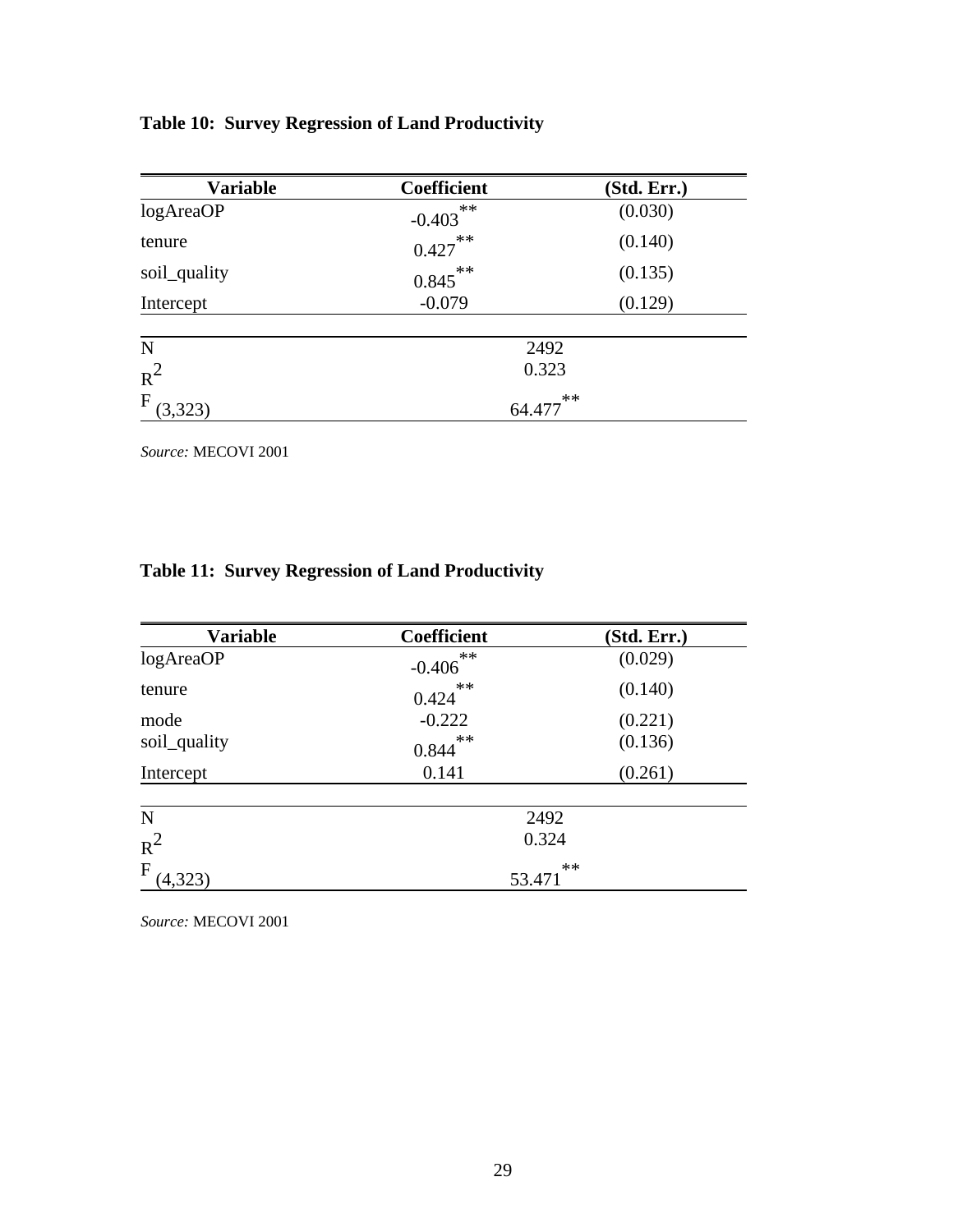**Table 10: Survey Regression of Land Productivity**

| Variable | Coefficient | (Std. Err.) |
|---|---|---|
| logAreaOP | $-0.403^{**}$ | (0.030) |
| tenure | $0.427^{**}$ | (0.140) |
| soil_quality | $0.845^{**}$ | (0.135) |
| Intercept | -0.079 | (0.129) |
| N | 2492 | |
| $R^2$ | 0.323 | |
| $F_{(3,323)}$ | $64.477^{**}$ | |

*Source:* MECOVI 2001

**Table 11: Survey Regression of Land Productivity**

| Variable | Coefficient | (Std. Err.) |
|---|---|---|
| logAreaOP | $-0.406^{**}$ | (0.029) |
| tenure | $0.424^{**}$ | (0.140) |
| mode | -0.222 | (0.221) |
| soil_quality | $0.844^{**}$ | (0.136) |
| Intercept | 0.141 | (0.261) |
| N | 2492 | |
| $R^2$ | 0.324 | |
| $F_{(4,323)}$ | $53.471^{**}$ | |

*Source:* MECOVI 2001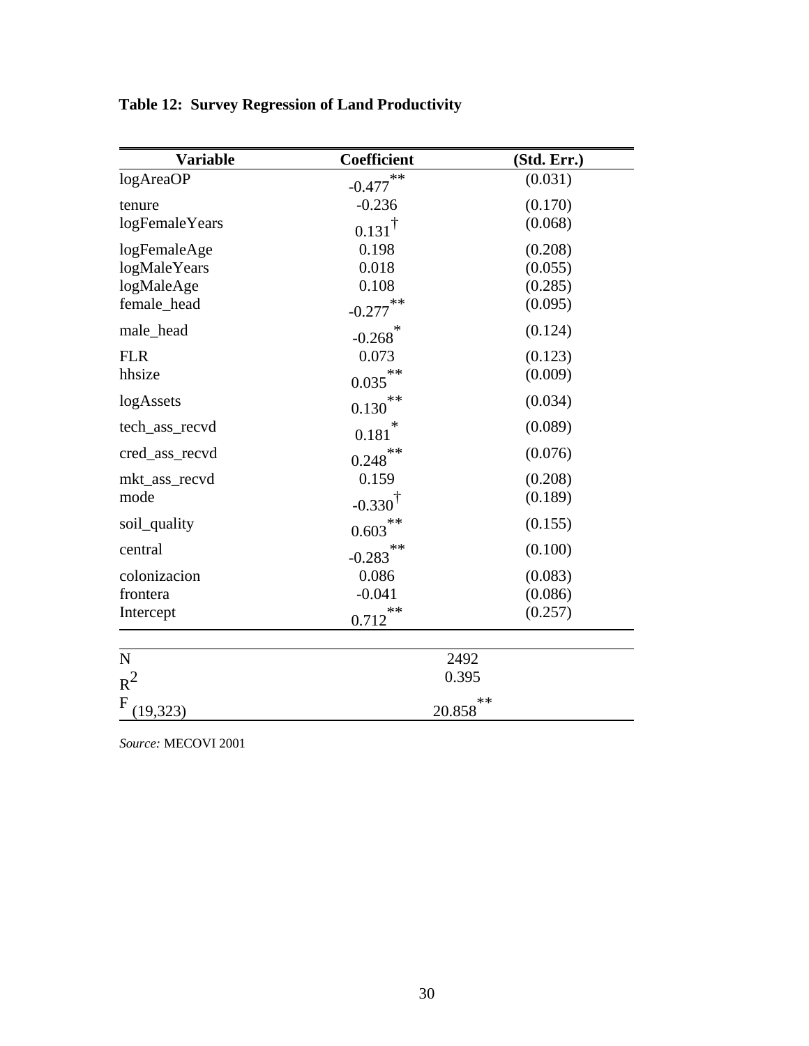**Table 12: Survey Regression of Land Productivity**

| Variable | Coefficient | (Std. Err.) |
|---|---|---|
| logAreaOP | -0.477** | (0.031) |
| tenure | -0.236 | (0.170) |
| logFemaleYears | 0.131† | (0.068) |
| logFemaleAge | 0.198 | (0.208) |
| logMaleYears | 0.018 | (0.055) |
| logMaleAge | 0.108 | (0.285) |
| female_head | -0.277** | (0.095) |
| male_head | -0.268* | (0.124) |
| FLR | 0.073 | (0.123) |
| hhsize | 0.035** | (0.009) |
| logAssets | 0.130** | (0.034) |
| tech_ass_recvd | 0.181* | (0.089) |
| cred_ass_recvd | 0.248** | (0.076) |
| mkt_ass_recvd | 0.159 | (0.208) |
| mode | -0.330† | (0.189) |
| soil_quality | 0.603** | (0.155) |
| central | -0.283** | (0.100) |
| colonizacion | 0.086 | (0.083) |
| frontera | -0.041 | (0.086) |
| Intercept | 0.712** | (0.257) |

| | |
|---|---|
| N | 2492 |
| $R^2$ | 0.395 |
| $F_{(19,323)}$ | 20.858** |

*Source:* MECOVI 2001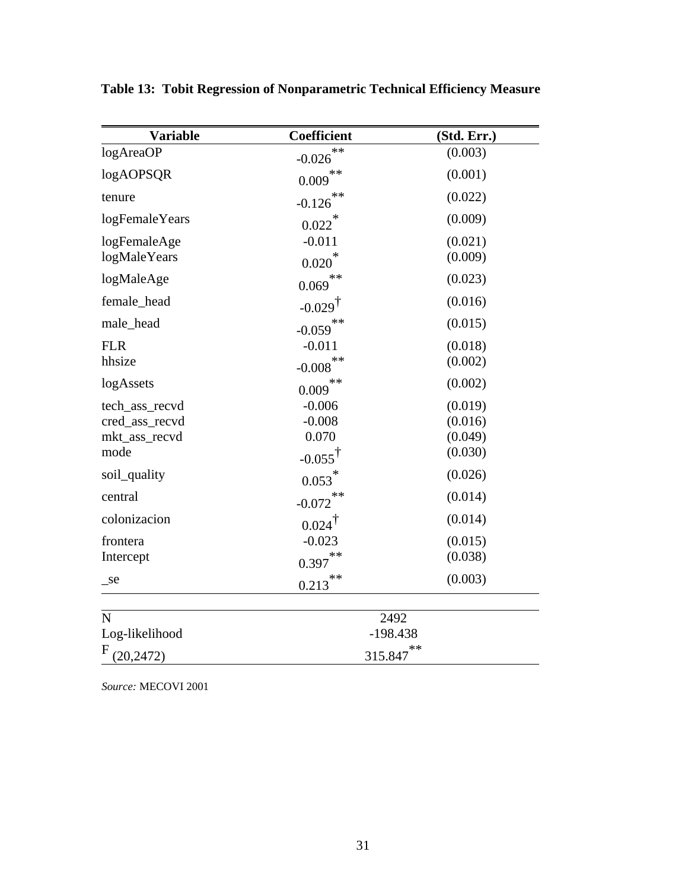**Table 13: Tobit Regression of Nonparametric Technical Efficiency Measure**

| Variable | Coefficient | (Std. Err.) |
|---|---|---|
| logAreaOP | -0.026** | (0.003) |
| logAOPSQR | 0.009** | (0.001) |
| tenure | -0.126** | (0.022) |
| logFemaleYears | 0.022* | (0.009) |
| logFemaleAge | -0.011 | (0.021) |
| logMaleYears | 0.020* | (0.009) |
| logMaleAge | 0.069** | (0.023) |
| female_head | -0.029† | (0.016) |
| male_head | -0.059** | (0.015) |
| FLR | -0.011 | (0.018) |
| hhsize | -0.008** | (0.002) |
| logAssets | 0.009** | (0.002) |
| tech_ass_recvd | -0.006 | (0.019) |
| cred_ass_recvd | -0.008 | (0.016) |
| mkt_ass_recvd | 0.070 | (0.049) |
| mode | -0.055† | (0.030) |
| soil_quality | 0.053* | (0.026) |
| central | -0.072** | (0.014) |
| colonizacion | 0.024† | (0.014) |
| frontera | -0.023 | (0.015) |
| Intercept | 0.397** | (0.038) |
| _se | 0.213** | (0.003) |
| N | 2492 | |
| Log-likelihood | -198.438 | |
| $F_{(20,2472)}$ | 315.847** | |

*Source:* MECOVI 2001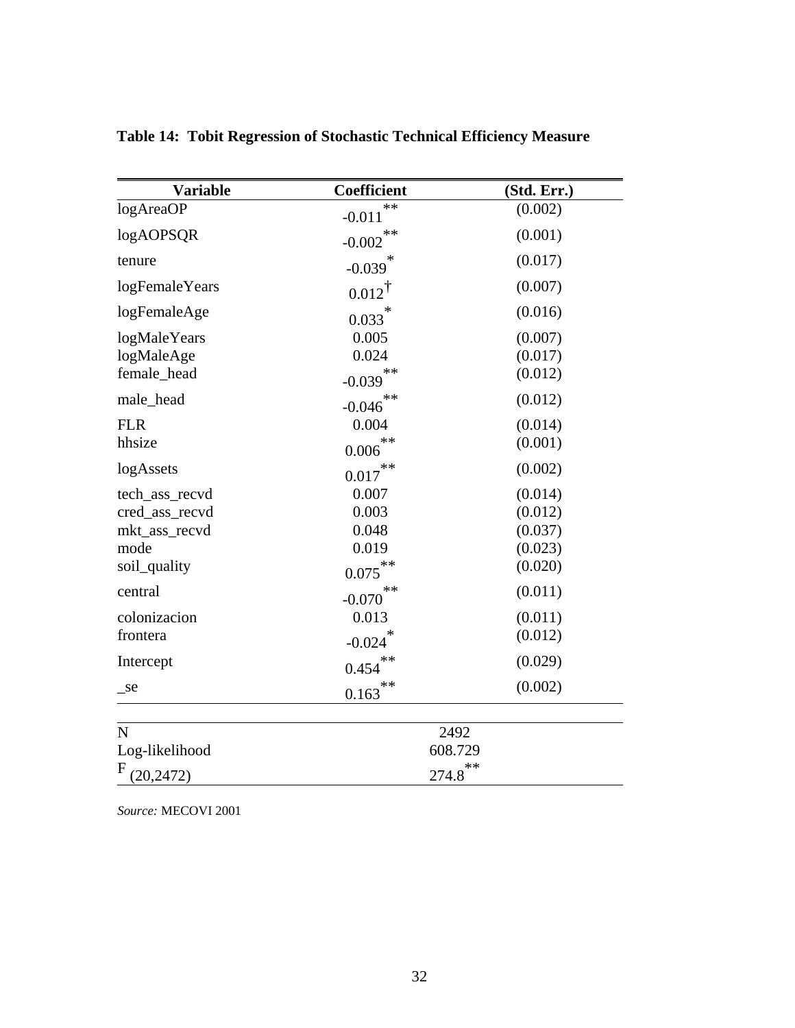**Table 14: Tobit Regression of Stochastic Technical Efficiency Measure**

| Variable | Coefficient | (Std. Err.) |
|---|---|---|
| logAreaOP | -0.011** | (0.002) |
| logAOPSQR | -0.002** | (0.001) |
| tenure | -0.039* | (0.017) |
| logFemaleYears | 0.012† | (0.007) |
| logFemaleAge | 0.033* | (0.016) |
| logMaleYears | 0.005 | (0.007) |
| logMaleAge | 0.024 | (0.017) |
| female_head | -0.039** | (0.012) |
| male_head | -0.046** | (0.012) |
| FLR | 0.004 | (0.014) |
| hhsize | 0.006** | (0.001) |
| logAssets | 0.017** | (0.002) |
| tech_ass_recvd | 0.007 | (0.014) |
| cred_ass_recvd | 0.003 | (0.012) |
| mkt_ass_recvd | 0.048 | (0.037) |
| mode | 0.019 | (0.023) |
| soil_quality | 0.075** | (0.020) |
| central | -0.070** | (0.011) |
| colonizacion | 0.013 | (0.011) |
| frontera | -0.024* | (0.012) |
| Intercept | 0.454** | (0.029) |
| _se | 0.163** | (0.002) |
| N | 2492 | |
| Log-likelihood | 608.729 | |
| $F_{(20,2472)}$ | 274.8** | |

*Source:* MECOVI 2001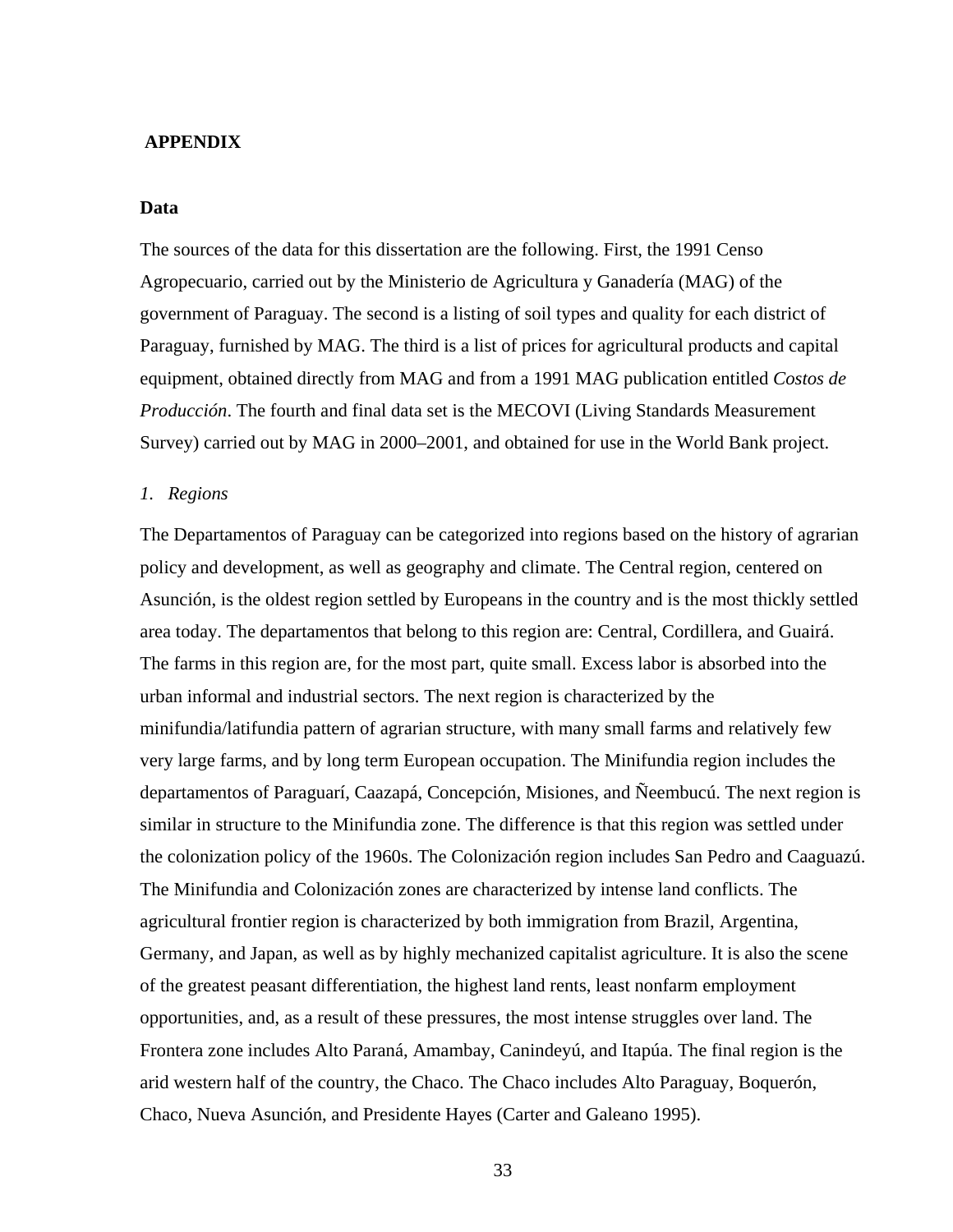## APPENDIX

### Data

The sources of the data for this dissertation are the following. First, the 1991 Censo Agropecuario, carried out by the Ministerio de Agricultura y Ganadería (MAG) of the government of Paraguay. The second is a listing of soil types and quality for each district of Paraguay, furnished by MAG. The third is a list of prices for agricultural products and capital equipment, obtained directly from MAG and from a 1991 MAG publication entitled *Costos de Producción*. The fourth and final data set is the MECOVI (Living Standards Measurement Survey) carried out by MAG in 2000–2001, and obtained for use in the World Bank project.

*1. Regions*

The Departamentos of Paraguay can be categorized into regions based on the history of agrarian policy and development, as well as geography and climate. The Central region, centered on Asunción, is the oldest region settled by Europeans in the country and is the most thickly settled area today. The departamentos that belong to this region are: Central, Cordillera, and Guairá. The farms in this region are, for the most part, quite small. Excess labor is absorbed into the urban informal and industrial sectors. The next region is characterized by the minifundia/latifundia pattern of agrarian structure, with many small farms and relatively few very large farms, and by long term European occupation. The Minifundia region includes the departamentos of Paraguarí, Caazapá, Concepción, Misiones, and Ñeembucú. The next region is similar in structure to the Minifundia zone. The difference is that this region was settled under the colonization policy of the 1960s. The Colonización region includes San Pedro and Caaguazú. The Minifundia and Colonización zones are characterized by intense land conflicts. The agricultural frontier region is characterized by both immigration from Brazil, Argentina, Germany, and Japan, as well as by highly mechanized capitalist agriculture. It is also the scene of the greatest peasant differentiation, the highest land rents, least nonfarm employment opportunities, and, as a result of these pressures, the most intense struggles over land. The Frontera zone includes Alto Paraná, Amambay, Canindeyú, and Itapúa. The final region is the arid western half of the country, the Chaco. The Chaco includes Alto Paraguay, Boquerón, Chaco, Nueva Asunción, and Presidente Hayes (Carter and Galeano 1995).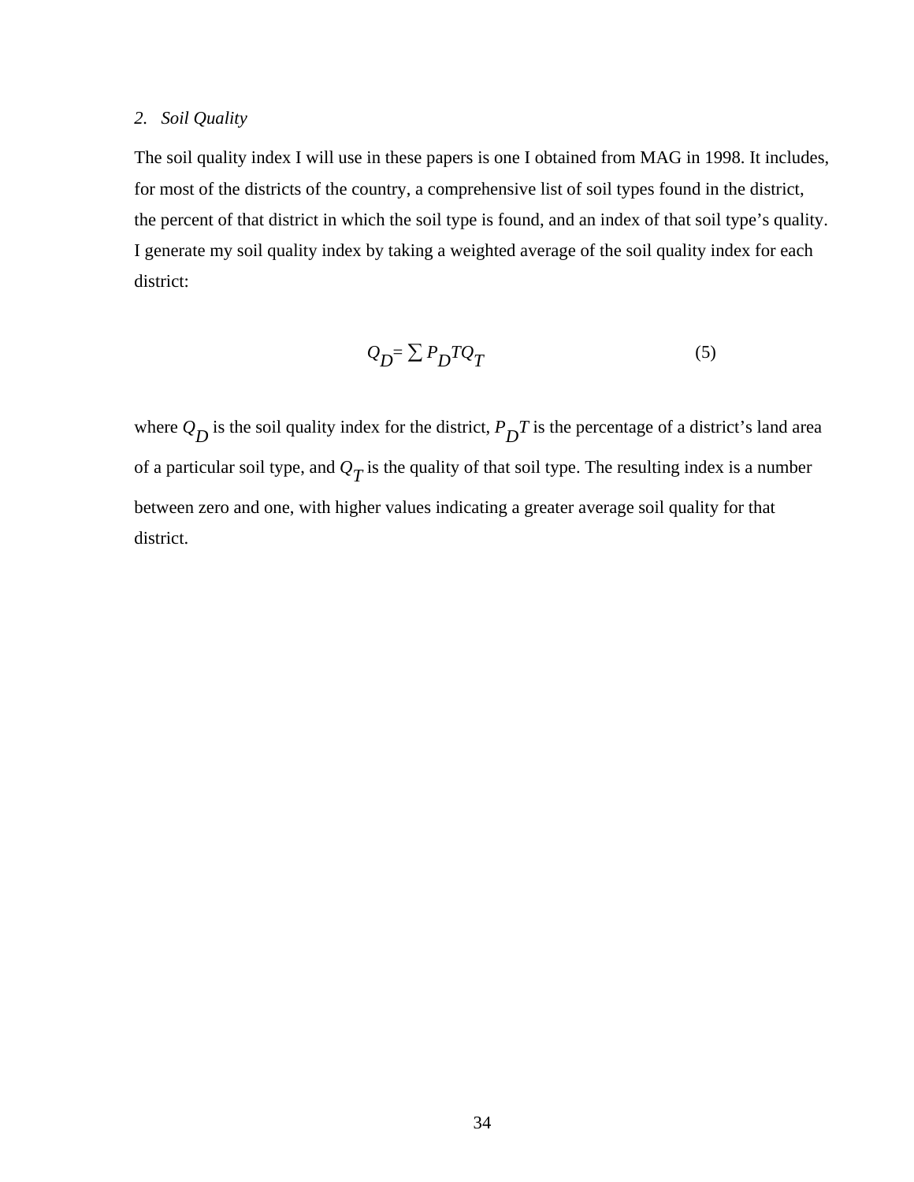*2. Soil Quality*

The soil quality index I will use in these papers is one I obtained from MAG in 1998. It includes, for most of the districts of the country, a comprehensive list of soil types found in the district, the percent of that district in which the soil type is found, and an index of that soil type's quality. I generate my soil quality index by taking a weighted average of the soil quality index for each district:

$$Q_D = \sum P_D T Q_T \tag{5}$$

where $Q_D$ is the soil quality index for the district, $P_D T$ is the percentage of a district's land area of a particular soil type, and $Q_T$ is the quality of that soil type. The resulting index is a number between zero and one, with higher values indicating a greater average soil quality for that district.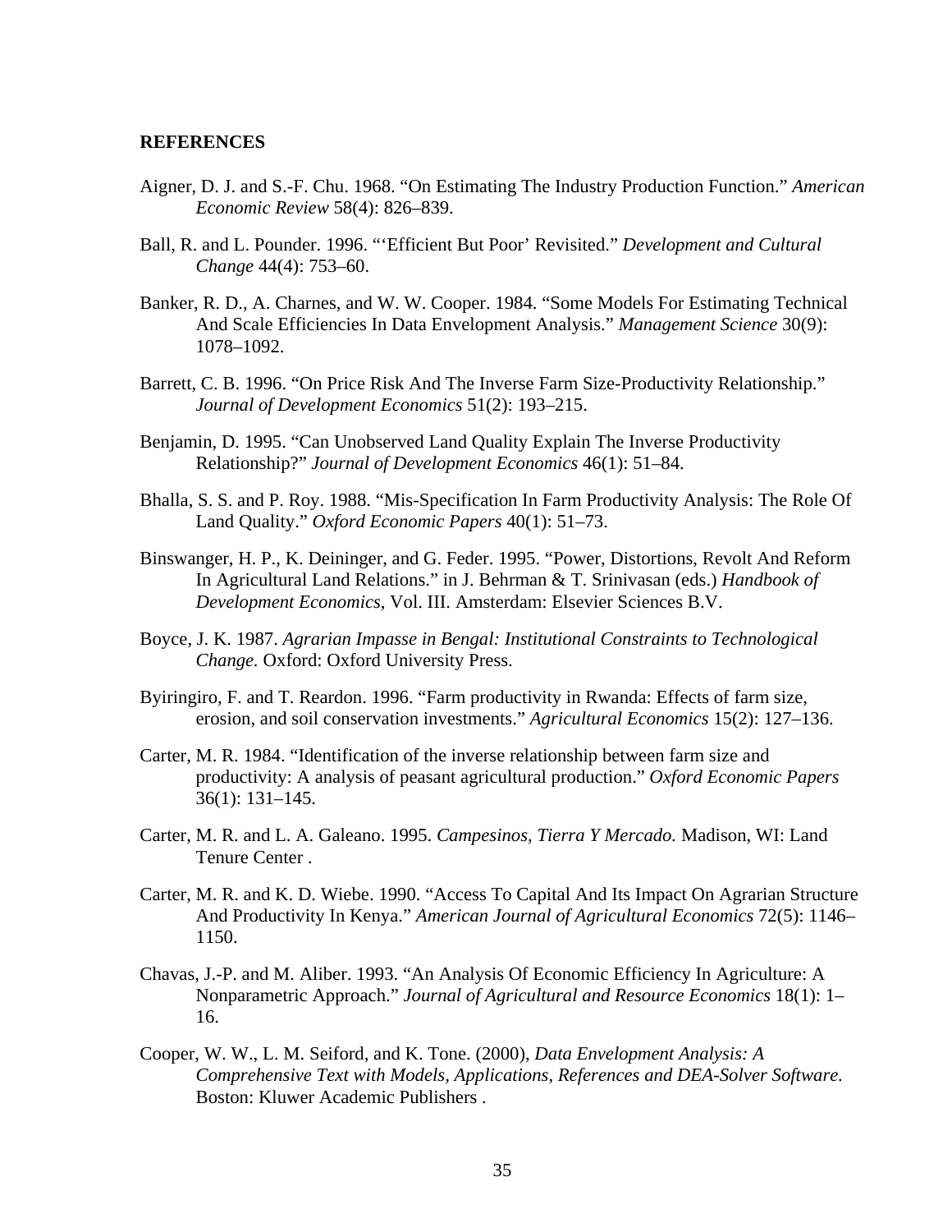## REFERENCES

Aigner, D. J. and S.-F. Chu. 1968. "On Estimating The Industry Production Function." *American Economic Review* 58(4): 826–839.

Ball, R. and L. Pounder. 1996. "'Efficient But Poor' Revisited." *Development and Cultural Change* 44(4): 753–60.

Banker, R. D., A. Charnes, and W. W. Cooper. 1984. "Some Models For Estimating Technical And Scale Efficiencies In Data Envelopment Analysis." *Management Science* 30(9): 1078–1092.

Barrett, C. B. 1996. "On Price Risk And The Inverse Farm Size-Productivity Relationship." *Journal of Development Economics* 51(2): 193–215.

Benjamin, D. 1995. "Can Unobserved Land Quality Explain The Inverse Productivity Relationship?" *Journal of Development Economics* 46(1): 51–84.

Bhalla, S. S. and P. Roy. 1988. "Mis-Specification In Farm Productivity Analysis: The Role Of Land Quality." *Oxford Economic Papers* 40(1): 51–73.

Binswanger, H. P., K. Deininger, and G. Feder. 1995. "Power, Distortions, Revolt And Reform In Agricultural Land Relations." in J. Behrman & T. Srinivasan (eds.) *Handbook of Development Economics*, Vol. III. Amsterdam: Elsevier Sciences B.V.

Boyce, J. K. 1987. *Agrarian Impasse in Bengal: Institutional Constraints to Technological Change.* Oxford: Oxford University Press.

Byiringiro, F. and T. Reardon. 1996. "Farm productivity in Rwanda: Effects of farm size, erosion, and soil conservation investments." *Agricultural Economics* 15(2): 127–136.

Carter, M. R. 1984. "Identification of the inverse relationship between farm size and productivity: A analysis of peasant agricultural production." *Oxford Economic Papers* 36(1): 131–145.

Carter, M. R. and L. A. Galeano. 1995. *Campesinos, Tierra Y Mercado.* Madison, WI: Land Tenure Center .

Carter, M. R. and K. D. Wiebe. 1990. "Access To Capital And Its Impact On Agrarian Structure And Productivity In Kenya." *American Journal of Agricultural Economics* 72(5): 1146–1150.

Chavas, J.-P. and M. Aliber. 1993. "An Analysis Of Economic Efficiency In Agriculture: A Nonparametric Approach." *Journal of Agricultural and Resource Economics* 18(1): 1–16.

Cooper, W. W., L. M. Seiford, and K. Tone. (2000), *Data Envelopment Analysis: A Comprehensive Text with Models, Applications, References and DEA-Solver Software.* Boston: Kluwer Academic Publishers .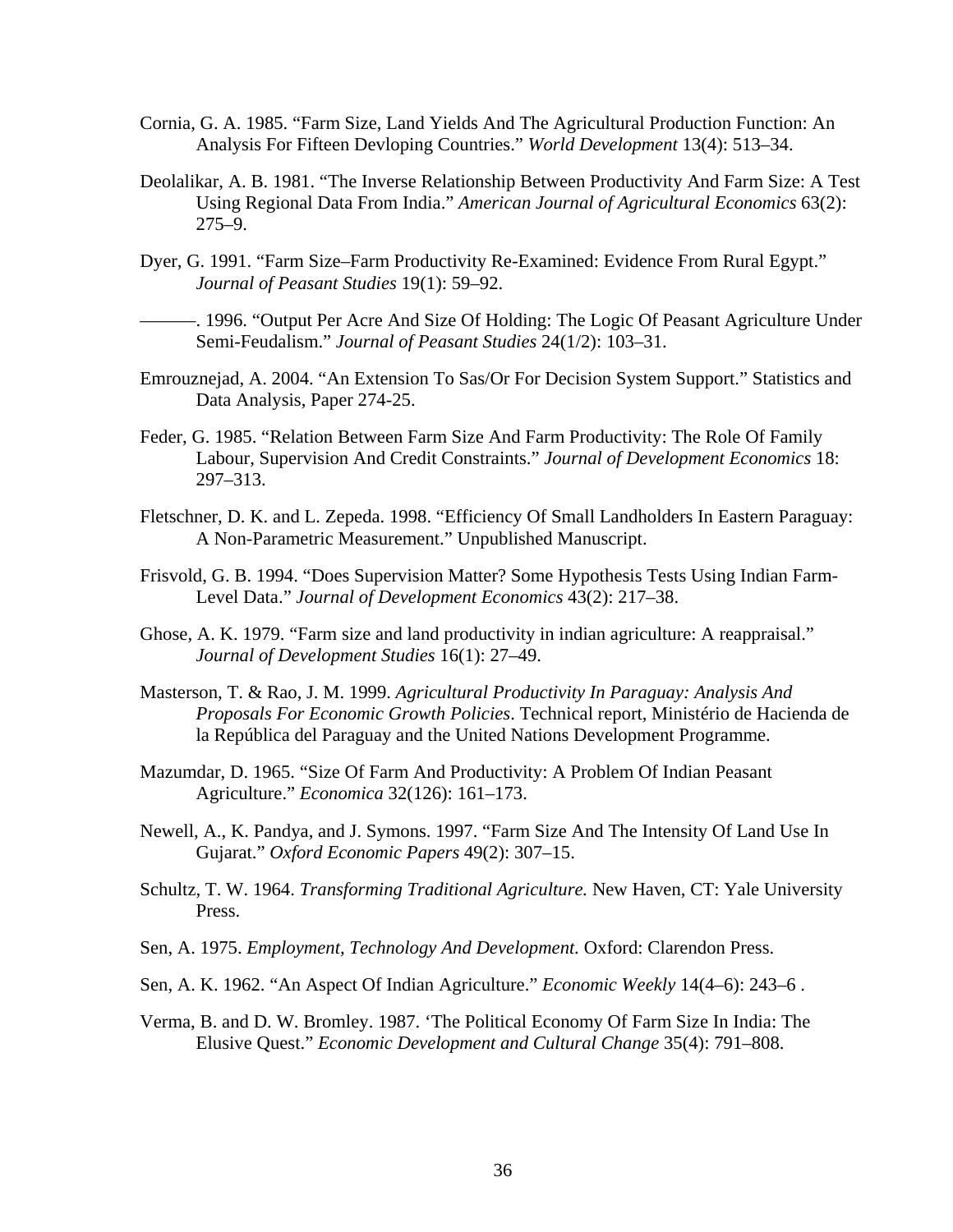Cornia, G. A. 1985. "Farm Size, Land Yields And The Agricultural Production Function: An Analysis For Fifteen Devloping Countries." *World Development* 13(4): 513–34.

Deolalikar, A. B. 1981. "The Inverse Relationship Between Productivity And Farm Size: A Test Using Regional Data From India." *American Journal of Agricultural Economics* 63(2): 275–9.

Dyer, G. 1991. "Farm Size–Farm Productivity Re-Examined: Evidence From Rural Egypt." *Journal of Peasant Studies* 19(1): 59–92.

———. 1996. "Output Per Acre And Size Of Holding: The Logic Of Peasant Agriculture Under Semi-Feudalism." *Journal of Peasant Studies* 24(1/2): 103–31.

Emrouznejad, A. 2004. "An Extension To Sas/Or For Decision System Support." Statistics and Data Analysis, Paper 274-25.

Feder, G. 1985. "Relation Between Farm Size And Farm Productivity: The Role Of Family Labour, Supervision And Credit Constraints." *Journal of Development Economics* 18: 297–313.

Fletschner, D. K. and L. Zepeda. 1998. "Efficiency Of Small Landholders In Eastern Paraguay: A Non-Parametric Measurement." Unpublished Manuscript.

Frisvold, G. B. 1994. "Does Supervision Matter? Some Hypothesis Tests Using Indian Farm-Level Data." *Journal of Development Economics* 43(2): 217–38.

Ghose, A. K. 1979. "Farm size and land productivity in indian agriculture: A reappraisal." *Journal of Development Studies* 16(1): 27–49.

Masterson, T. & Rao, J. M. 1999. *Agricultural Productivity In Paraguay: Analysis And Proposals For Economic Growth Policies*. Technical report, Ministério de Hacienda de la República del Paraguay and the United Nations Development Programme.

Mazumdar, D. 1965. "Size Of Farm And Productivity: A Problem Of Indian Peasant Agriculture." *Economica* 32(126): 161–173.

Newell, A., K. Pandya, and J. Symons. 1997. "Farm Size And The Intensity Of Land Use In Gujarat." *Oxford Economic Papers* 49(2): 307–15.

Schultz, T. W. 1964. *Transforming Traditional Agriculture.* New Haven, CT: Yale University Press.

Sen, A. 1975. *Employment, Technology And Development.* Oxford: Clarendon Press.

Sen, A. K. 1962. "An Aspect Of Indian Agriculture." *Economic Weekly* 14(4–6): 243–6 .

Verma, B. and D. W. Bromley. 1987. 'The Political Economy Of Farm Size In India: The Elusive Quest." *Economic Development and Cultural Change* 35(4): 791–808.